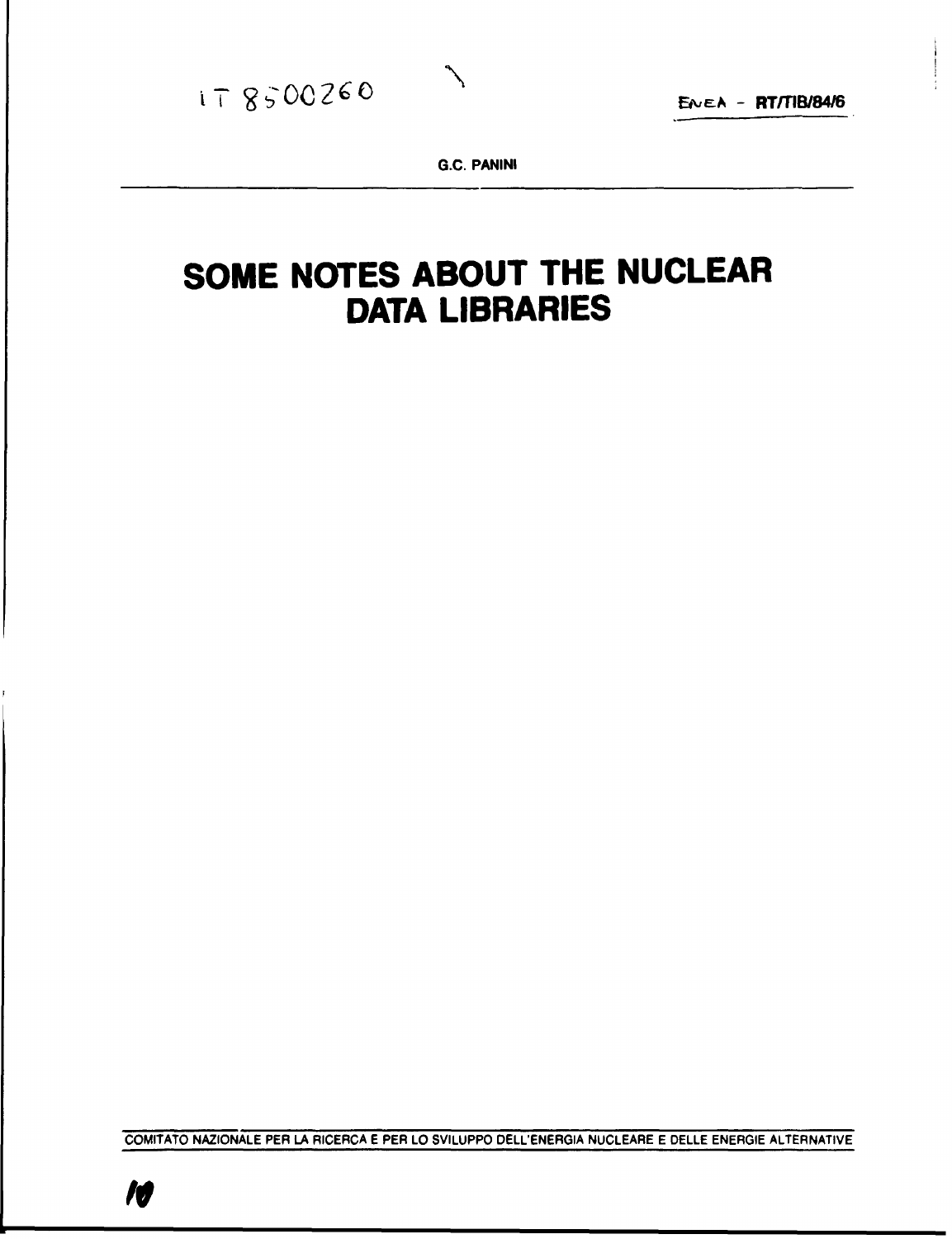IT 8500260

ENEA - RT/TIB/84/6

G.C. PANINI

# SOME NOTES ABOUT THE NUCLEAR DATA LIBRARIES

COMITATO NAZIONALE PER LA RICERCA E PER LO SVILUPPO DELL'ENERGIA NUCLEARE E DELLE ENERGIE ALTERNATIVE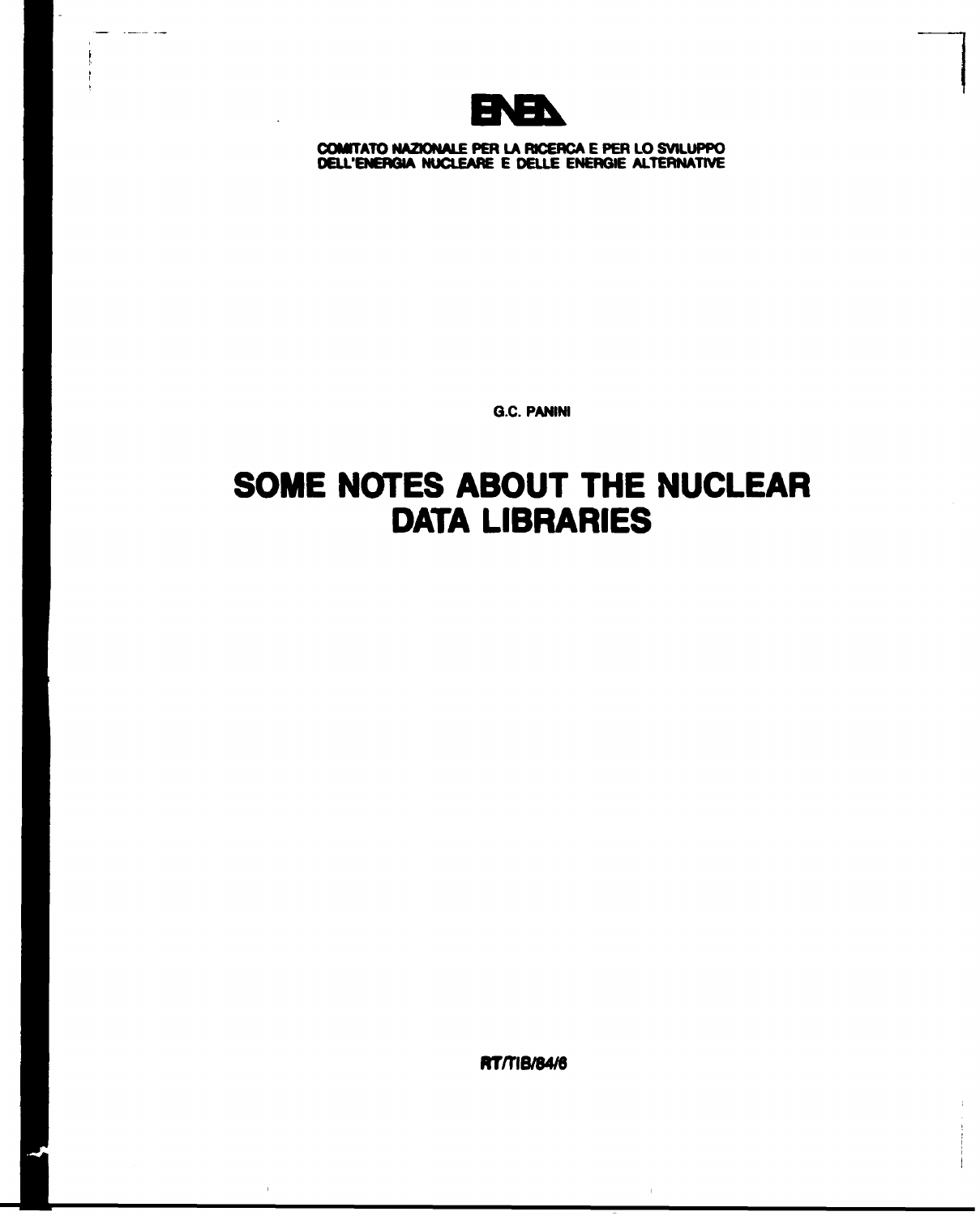**ENEA**

COMITATO NAZIONALE PER LA RICERCA E PER LO SVILUPPO
DELL'ENERGIA NUCLEARE E DELLE ENERGIE ALTERNATIVE

G.C. PANINI

# SOME NOTES ABOUT THE NUCLEAR DATA LIBRARIES

RT/TIB/84/6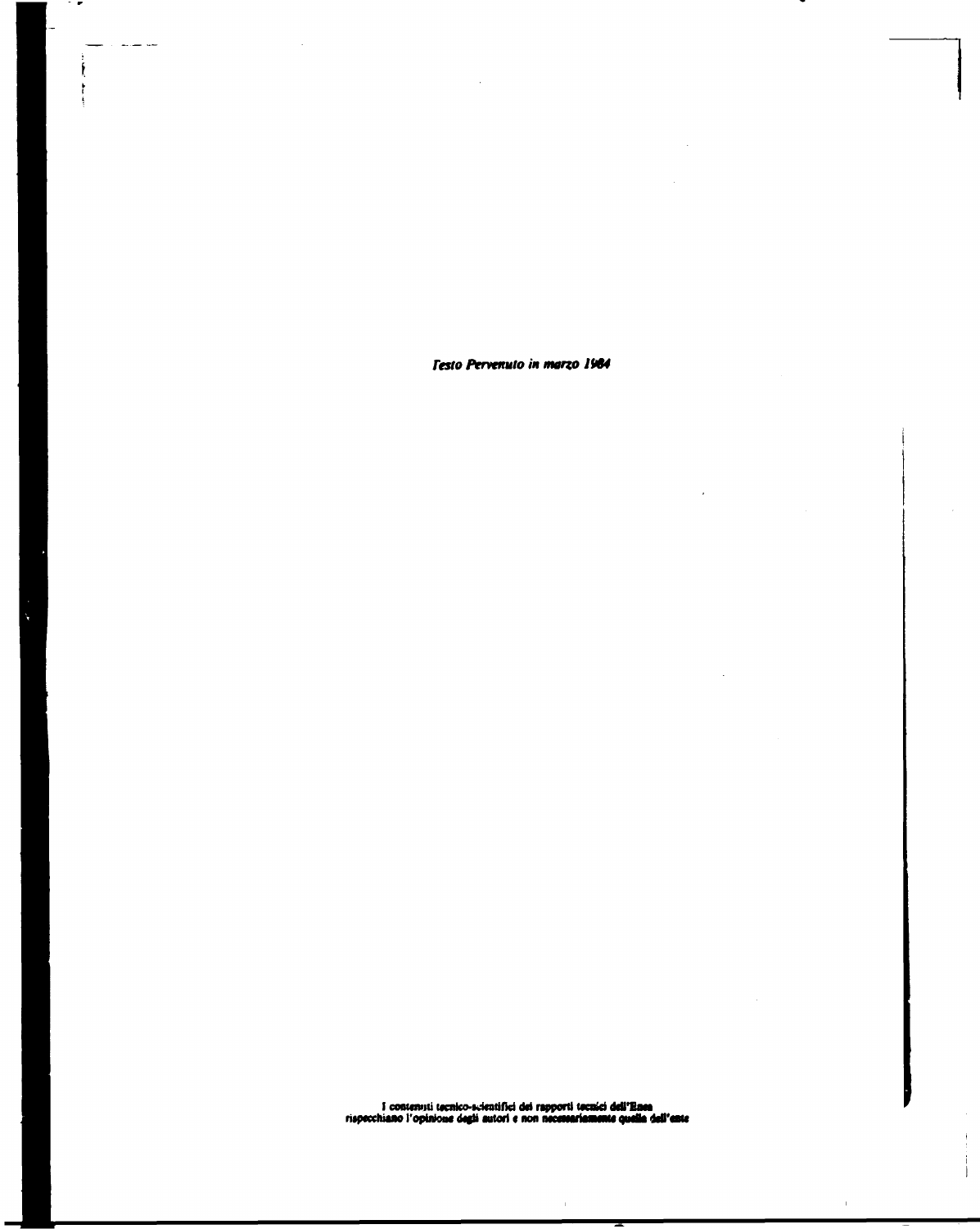*Testo Pervenuto in marzo 1984*

I contenuti tecnico-scientifici dei rapporti tecnici dell'Enea rispecchiano l'opinione degli autori e non necessariamente quella dell'ente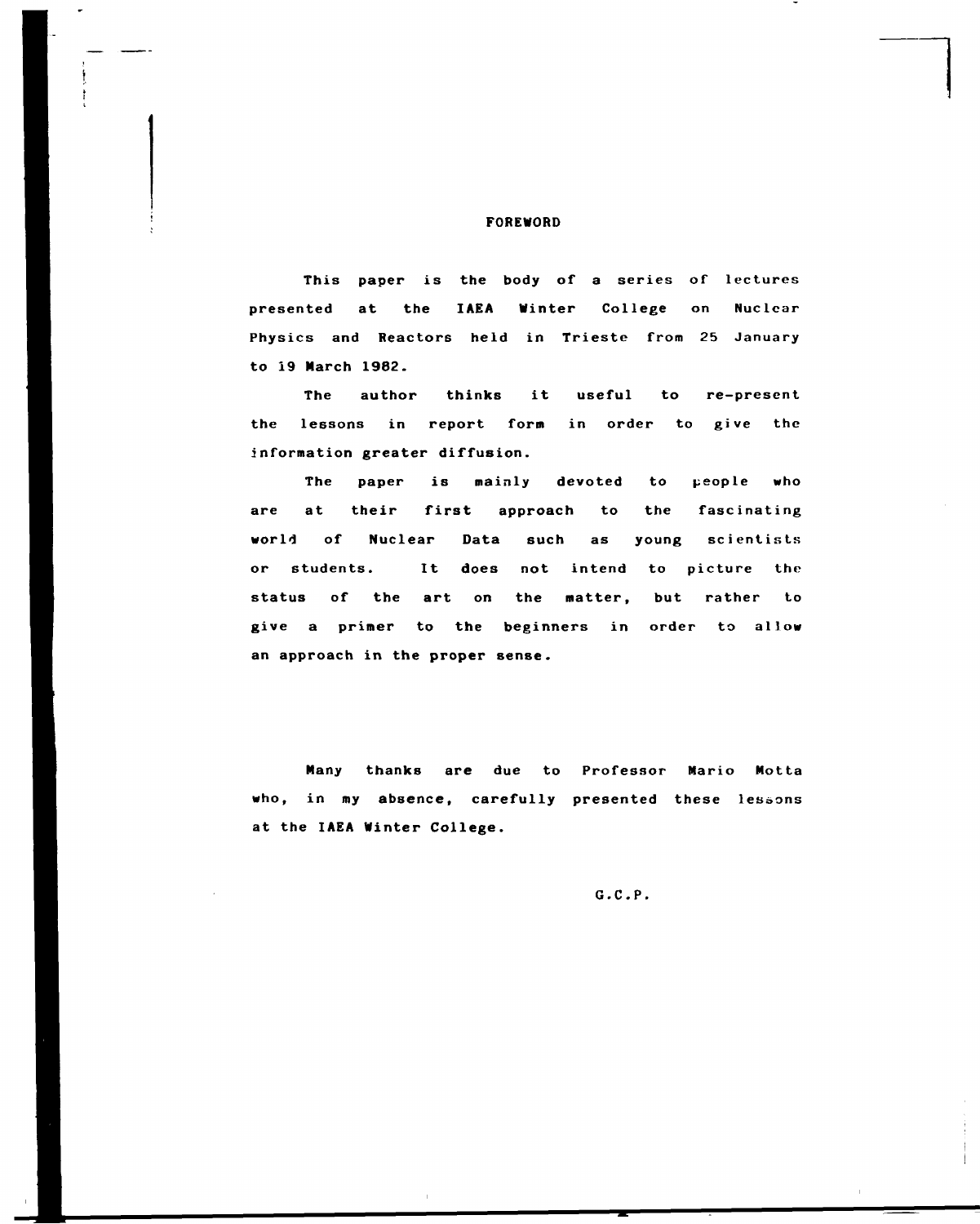# FOREWORD

This paper is the body of a series of lectures presented at the IAEA Winter College on Nuclear Physics and Reactors held in Trieste from 25 January to 19 March 1982.

The author thinks it useful to re-present the lessons in report form in order to give the information greater diffusion.

The paper is mainly devoted to people who are at their first approach to the fascinating world of Nuclear Data such as young scientists or students. It does not intend to picture the status of the art on the matter, but rather to give a primer to the beginners in order to allow an approach in the proper sense.

Many thanks are due to Professor Mario Motta who, in my absence, carefully presented these lessons at the IAEA Winter College.

G.C.P.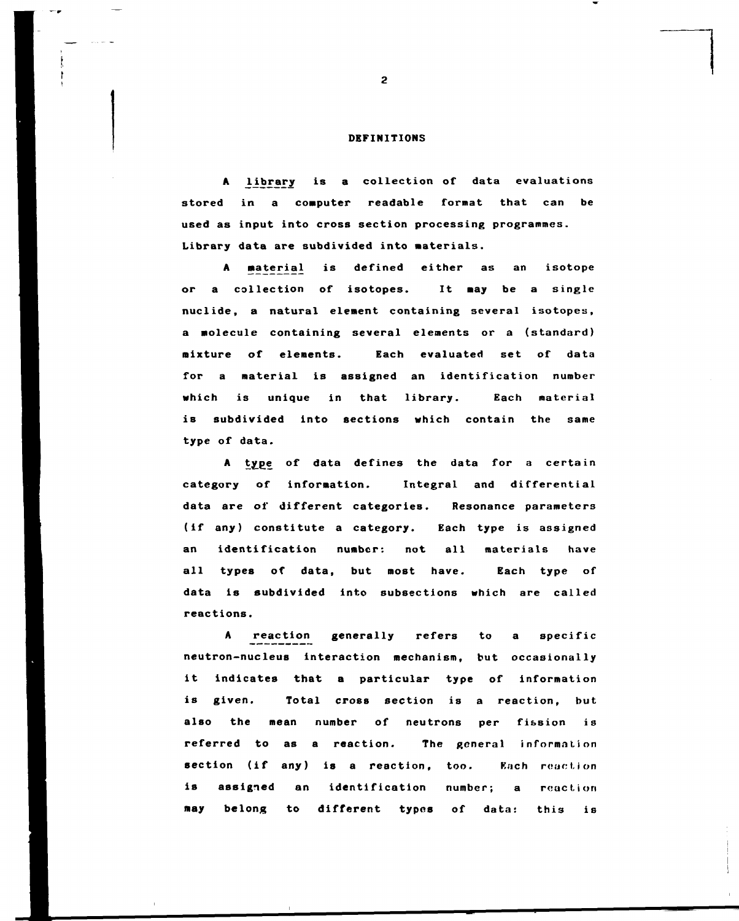## DEFINITIONS

A *library* is a collection of data evaluations stored in a computer readable format that can be used as input into cross section processing programmes. Library data are subdivided into materials.

A *material* is defined either as an isotope or a collection of isotopes. It may be a single nuclide, a natural element containing several isotopes, a molecule containing several elements or a (standard) mixture of elements. Each evaluated set of data for a material is assigned an identification number which is unique in that library. Each material is subdivided into sections which contain the same type of data.

A *type* of data defines the data for a certain category of information. Integral and differential data are of different categories. Resonance parameters (if any) constitute a category. Each type is assigned an identification number: not all materials have all types of data, but most have. Each type of data is subdivided into subsections which are called reactions.

A *reaction* generally refers to a specific neutron-nucleus interaction mechanism, but occasionally it indicates that a particular type of information is given. Total cross section is a reaction, but also the mean number of neutrons per fission is referred to as a reaction. The general information section (if any) is a reaction, too. Each reaction is assigned an identification number; a reaction may belong to different types of data: this is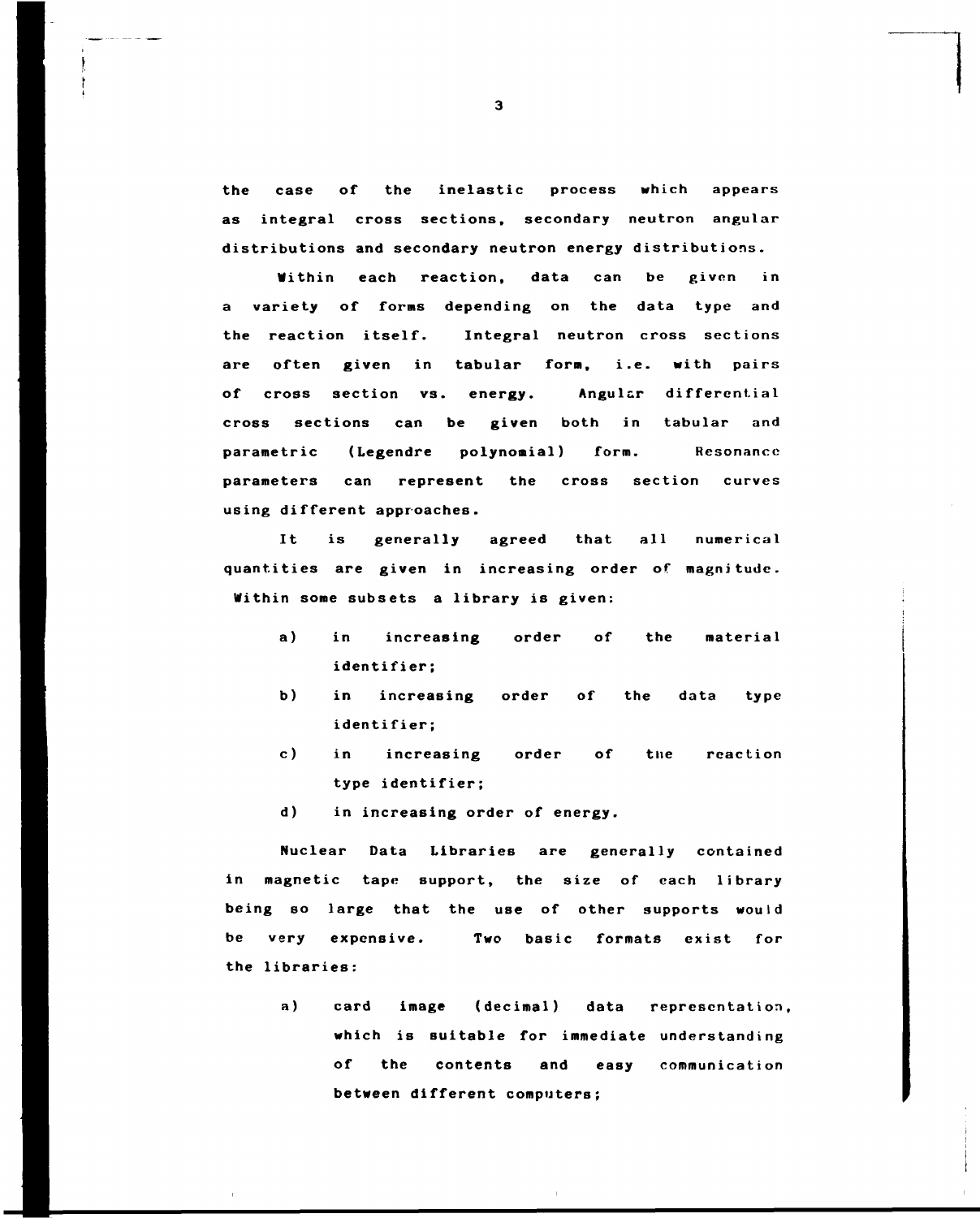the case of the inelastic process which appears as integral cross sections, secondary neutron angular distributions and secondary neutron energy distributions.

Within each reaction, data can be given in a variety of forms depending on the data type and the reaction itself. Integral neutron cross sections are often given in tabular form, i.e. with pairs of cross section vs. energy. Angular differential cross sections can be given both in tabular and parametric (Legendre polynomial) form. Resonance parameters can represent the cross section curves using different approaches.

It is generally agreed that all numerical quantities are given in increasing order of magnitude. Within some subsets a library is given:

a) in increasing order of the material identifier;

b) in increasing order of the data type identifier;

c) in increasing order of the reaction type identifier;

d) in increasing order of energy.

Nuclear Data Libraries are generally contained in magnetic tape support, the size of each library being so large that the use of other supports would be very expensive. Two basic formats exist for the libraries:

a) card image (decimal) data representation, which is suitable for immediate understanding of the contents and easy communication between different computers;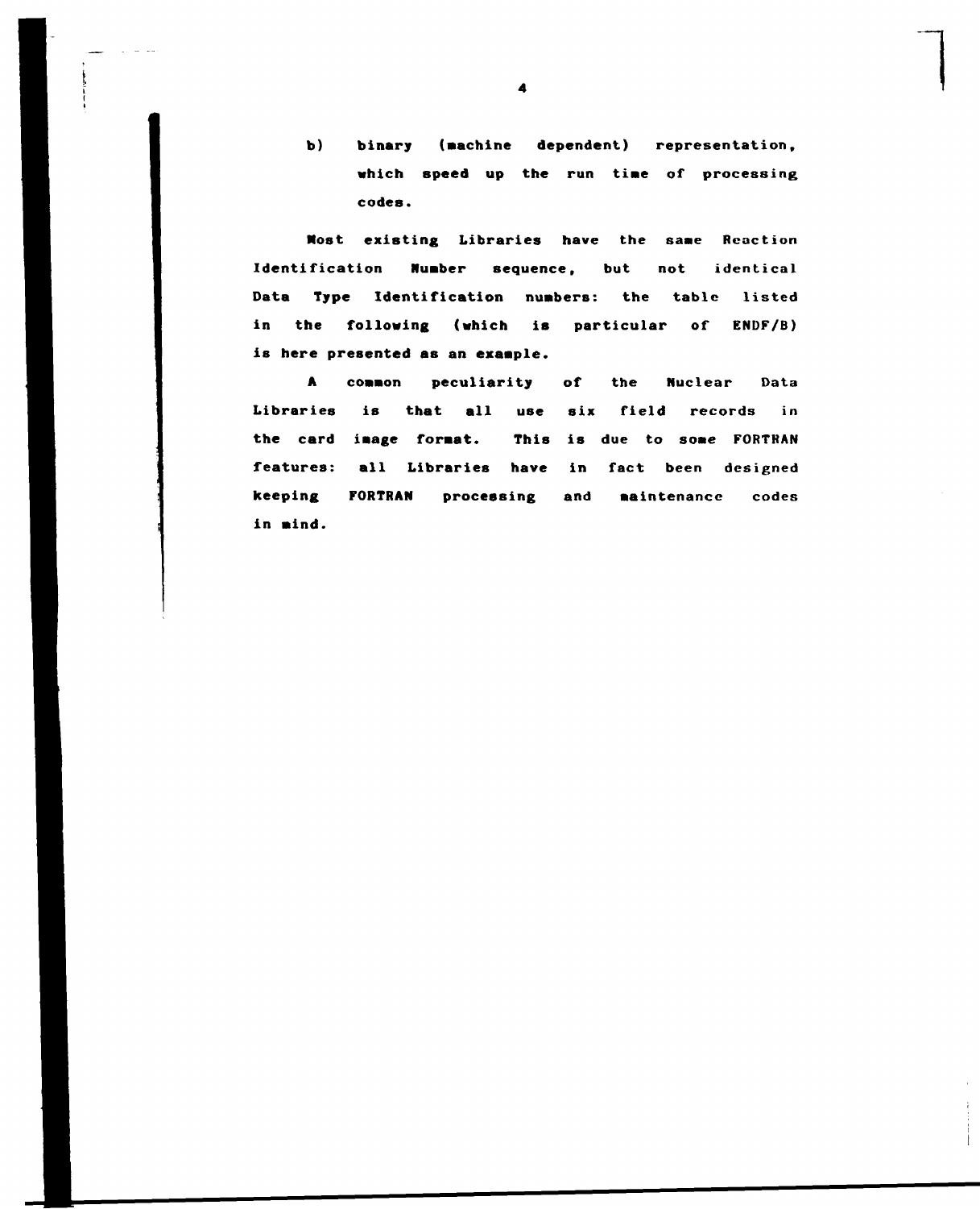b) binary (machine dependent) representation, which speed up the run time of processing codes.

Most existing Libraries have the same Reaction Identification Number sequence, but not identical Data Type Identification numbers: the table listed in the following (which is particular of ENDF/B) is here presented as an example.

A common peculiarity of the Nuclear Data Libraries is that all use six field records in the card image format. This is due to some FORTRAN features: all Libraries have in fact been designed keeping FORTRAN processing and maintenance codes in mind.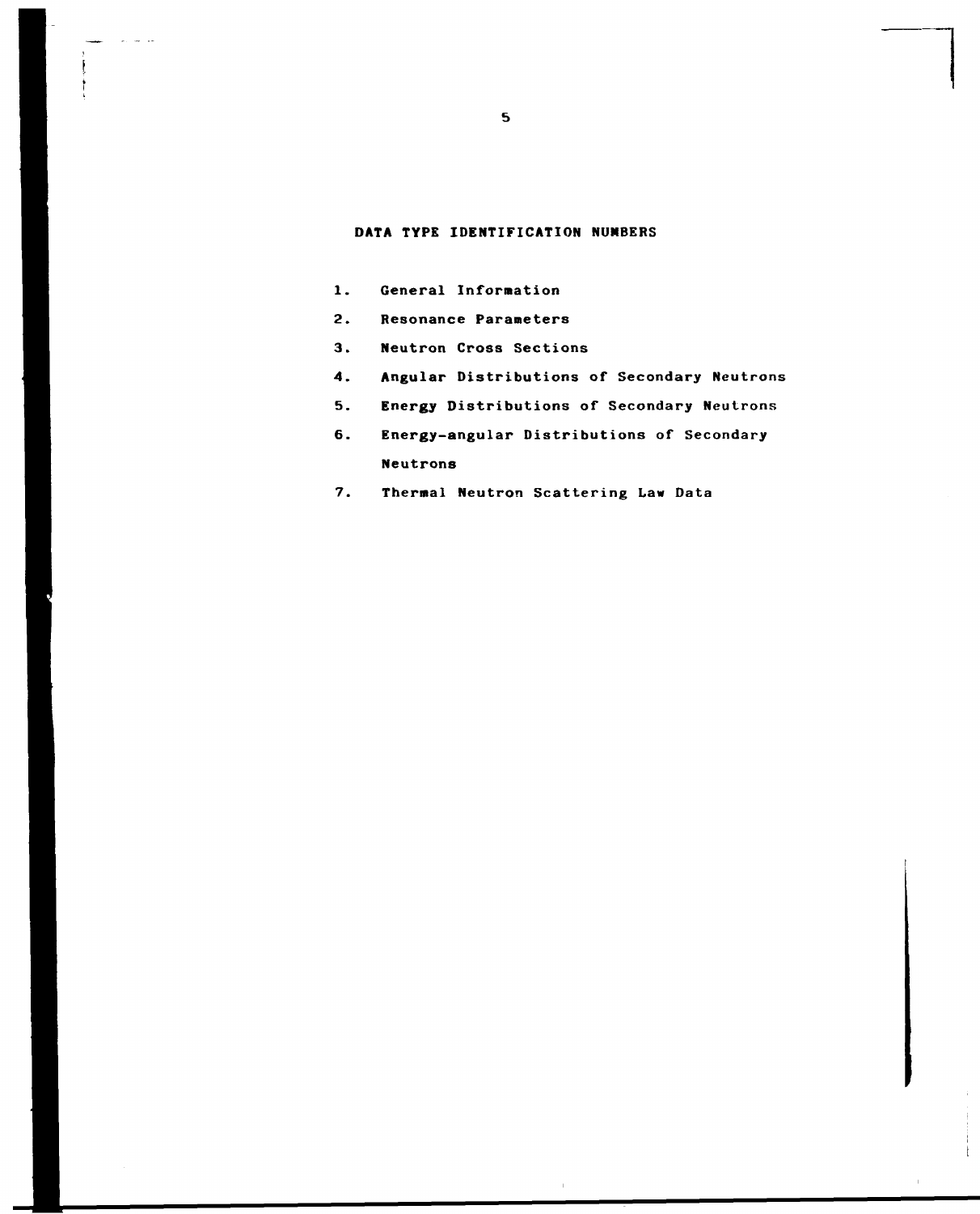## DATA TYPE IDENTIFICATION NUMBERS

1. General Information
2. Resonance Parameters
3. Neutron Cross Sections
4. Angular Distributions of Secondary Neutrons
5. Energy Distributions of Secondary Neutrons
6. Energy-angular Distributions of Secondary Neutrons
7. Thermal Neutron Scattering Law Data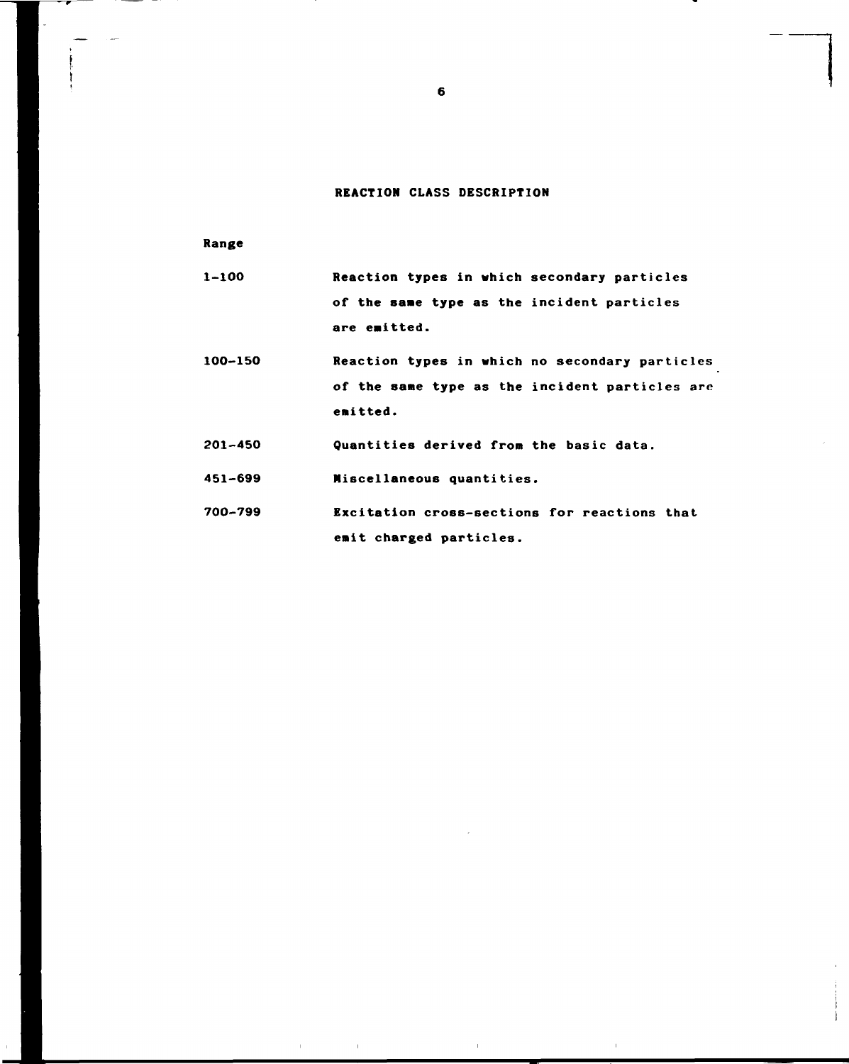## REACTION CLASS DESCRIPTION

| Range | |
|---|---|
| 1–100 | Reaction types in which secondary particles of the same type as the incident particles are emitted. |
| 100–150 | Reaction types in which no secondary particles of the same type as the incident particles are emitted. |
| 201–450 | Quantities derived from the basic data. |
| 451–699 | Miscellaneous quantities. |
| 700–799 | Excitation cross-sections for reactions that emit charged particles. |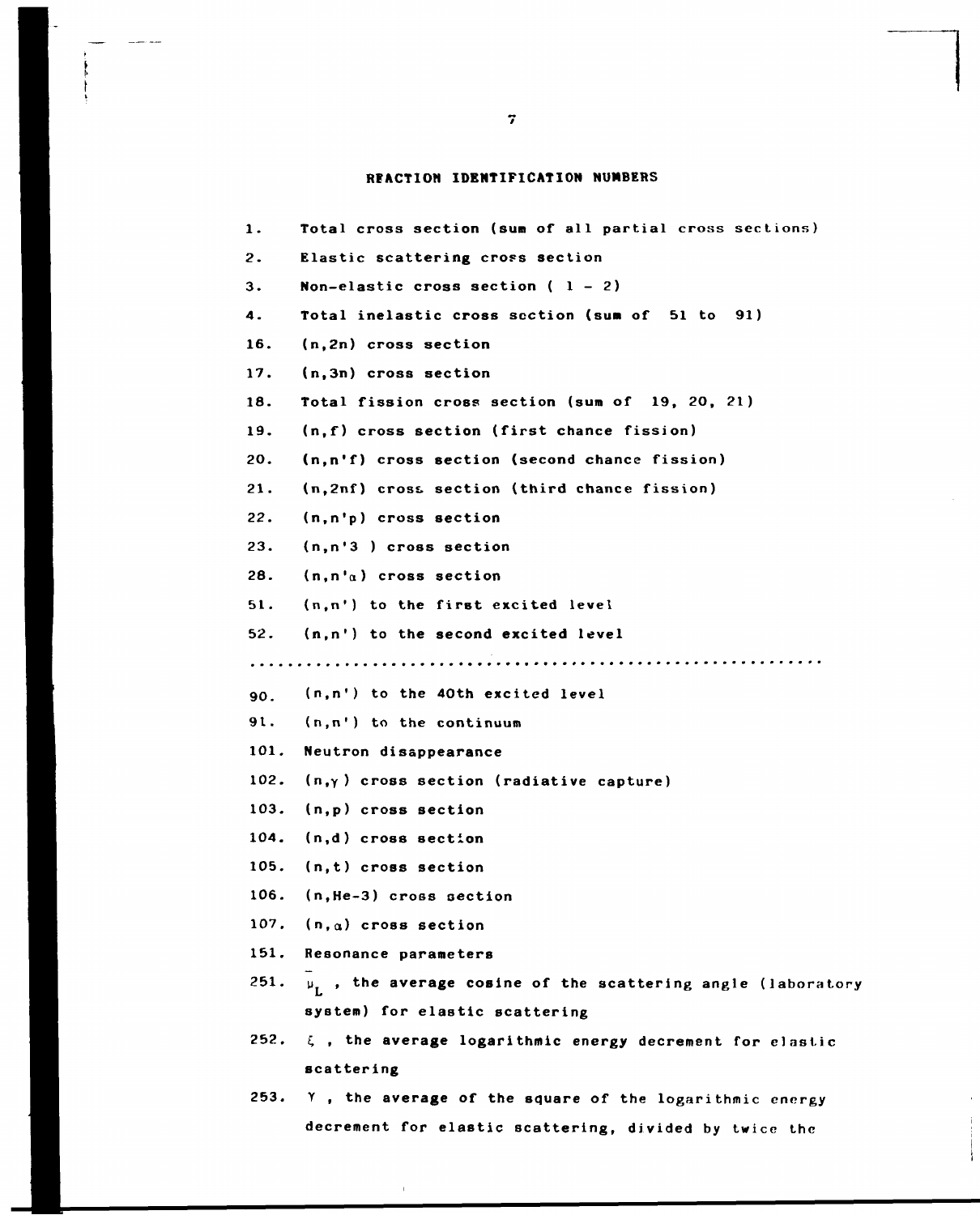## REACTION IDENTIFICATION NUMBERS

1. Total cross section (sum of all partial cross sections)
2. Elastic scattering cross section
3. Non-elastic cross section ( 1 - 2)
4. Total inelastic cross section (sum of 51 to 91)
16. (n,2n) cross section
17. (n,3n) cross section
18. Total fission cross section (sum of 19, 20, 21)
19. (n,f) cross section (first chance fission)
20. (n,n'f) cross section (second chance fission)
21. (n,2nf) cross section (third chance fission)
22. (n,n'p) cross section
23. (n,n'3 ) cross section
28. (n,n'$\alpha$) cross section
51. (n,n') to the first excited level
52. (n,n') to the second excited level

..............................................................

90. (n,n') to the 40th excited level
91. (n,n') to the continuum
101. Neutron disappearance
102. (n,$\gamma$) cross section (radiative capture)
103. (n,p) cross section
104. (n,d) cross section
105. (n,t) cross section
106. (n,He-3) cross section
107. (n,$\alpha$) cross section
151. Resonance parameters
251. $\bar{\mu}_L$ , the average cosine of the scattering angle (laboratory system) for elastic scattering
252. $\xi$ , the average logarithmic energy decrement for elastic scattering
253. $\gamma$ , the average of the square of the logarithmic energy decrement for elastic scattering, divided by twice the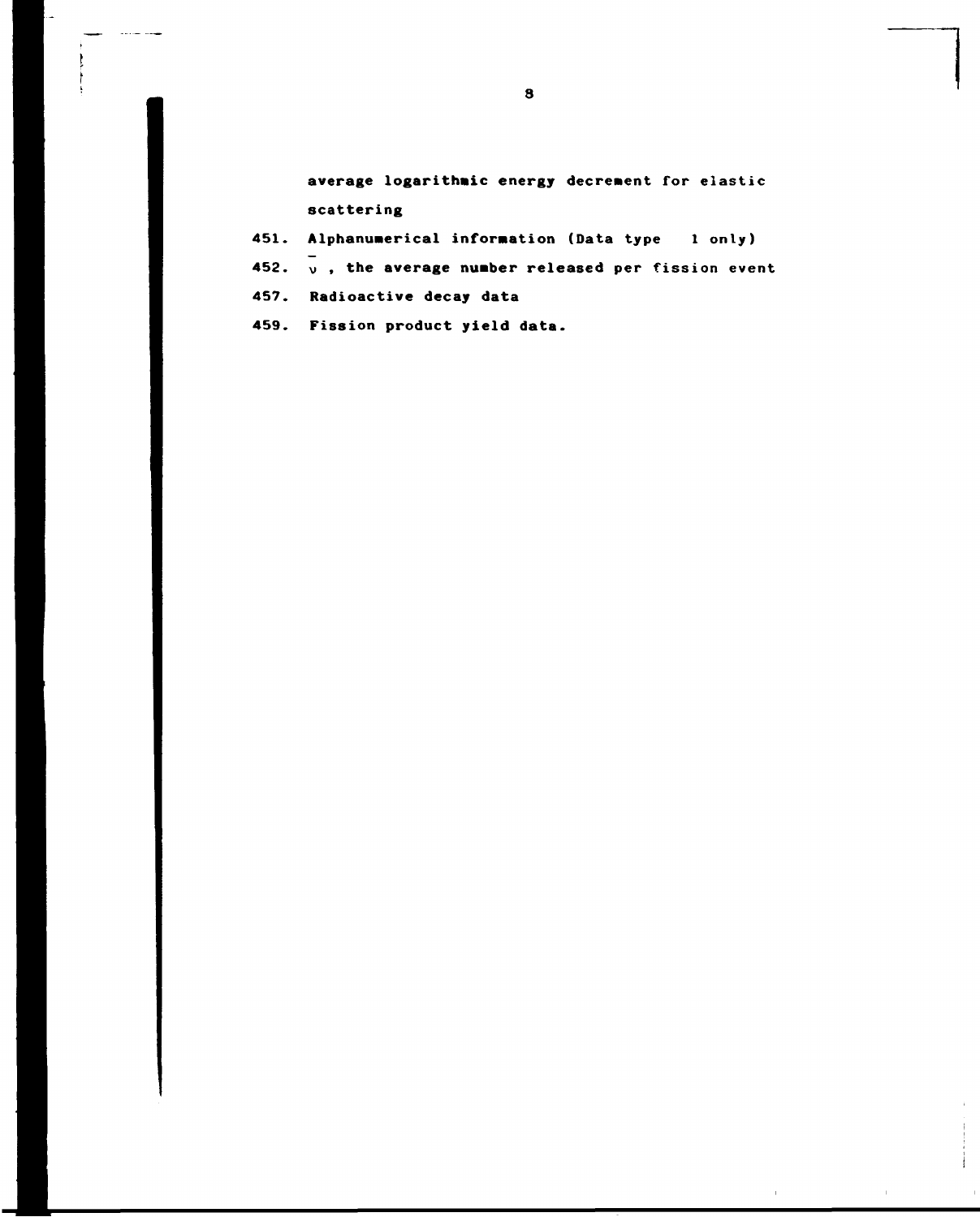average logarithmic energy decrement for elastic scattering

451. Alphanumerical information (Data type 1 only)

452. $\bar{\nu}$ , the average number released per fission event

457. Radioactive decay data

459. Fission product yield data.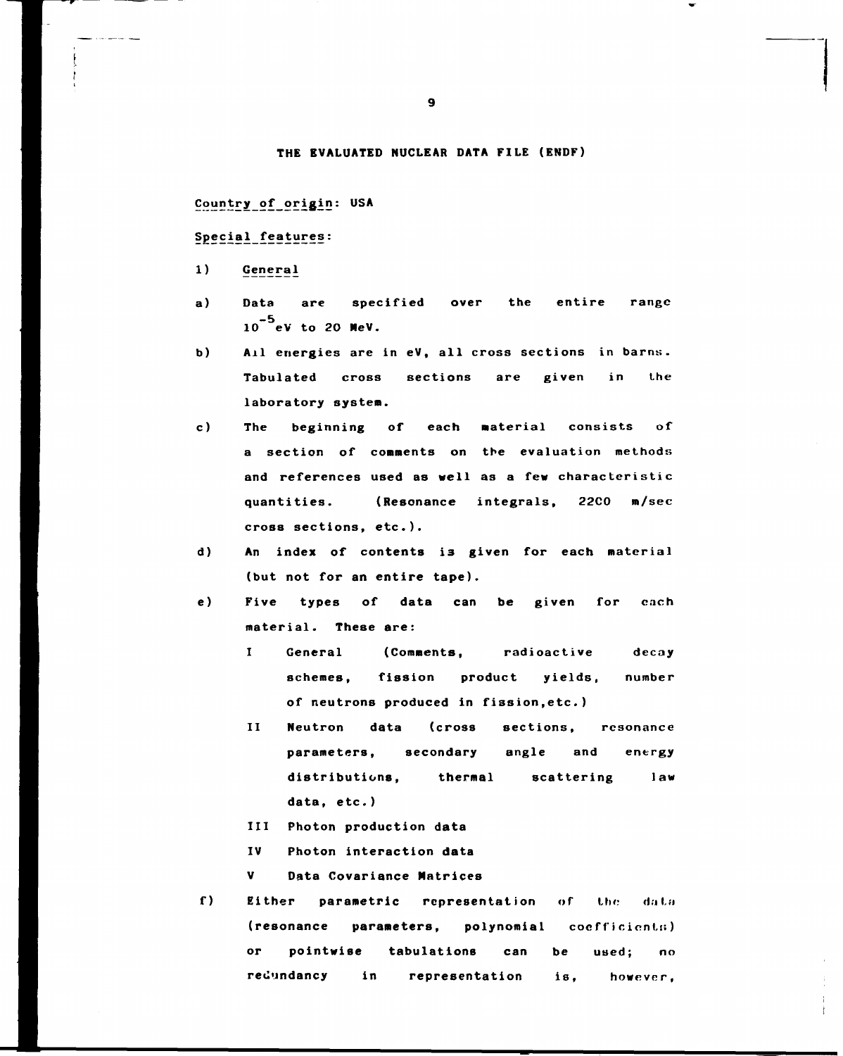# THE EVALUATED NUCLEAR DATA FILE (ENDF)

Country of origin: USA

Special features:

1) General

a) Data are specified over the entire range $10^{-5}$ eV to 20 MeV.

b) All energies are in eV, all cross sections in barns. Tabulated cross sections are given in the laboratory system.

c) The beginning of each material consists of a section of comments on the evaluation methods and references used as well as a few characteristic quantities. (Resonance integrals, 2200 m/sec cross sections, etc.).

d) An index of contents is given for each material (but not for an entire tape).

e) Five types of data can be given for each material. These are:

   I General (Comments, radioactive decay schemes, fission product yields, number of neutrons produced in fission, etc.)

   II Neutron data (cross sections, resonance parameters, secondary angle and energy distributions, thermal scattering law data, etc.)

   III Photon production data

   IV Photon interaction data

   V Data Covariance Matrices

f) Either parametric representation of the data (resonance parameters, polynomial coefficients) or pointwise tabulations can be used; no redundancy in representation is, however,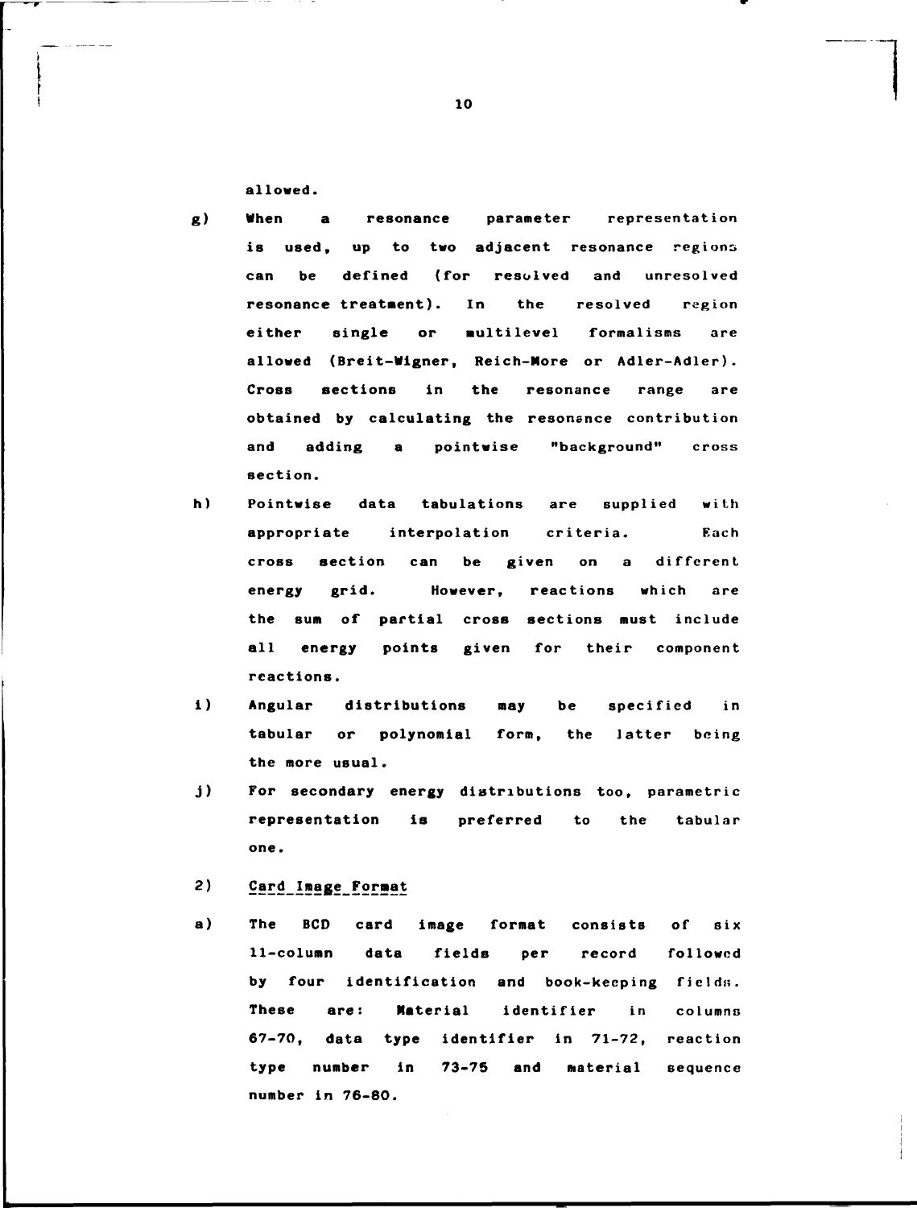allowed.

g) When a resonance parameter representation is used, up to two adjacent resonance regions can be defined (for resolved and unresolved resonance treatment). In the resolved region either single or multilevel formalisms are allowed (Breit-Wigner, Reich-More or Adler-Adler). Cross sections in the resonance range are obtained by calculating the resonance contribution and adding a pointwise "background" cross section.

h) Pointwise data tabulations are supplied with appropriate interpolation criteria. Each cross section can be given on a different energy grid. However, reactions which are the sum of partial cross sections must include all energy points given for their component reactions.

i) Angular distributions may be specified in tabular or polynomial form, the latter being the more usual.

j) For secondary energy distributions too, parametric representation is preferred to the tabular one.

2) Card Image Format

a) The BCD card image format consists of six 11-column data fields per record followed by four identification and book-keeping fields. These are: Material identifier in columns 67-70, data type identifier in 71-72, reaction type number in 73-75 and material sequence number in 76-80.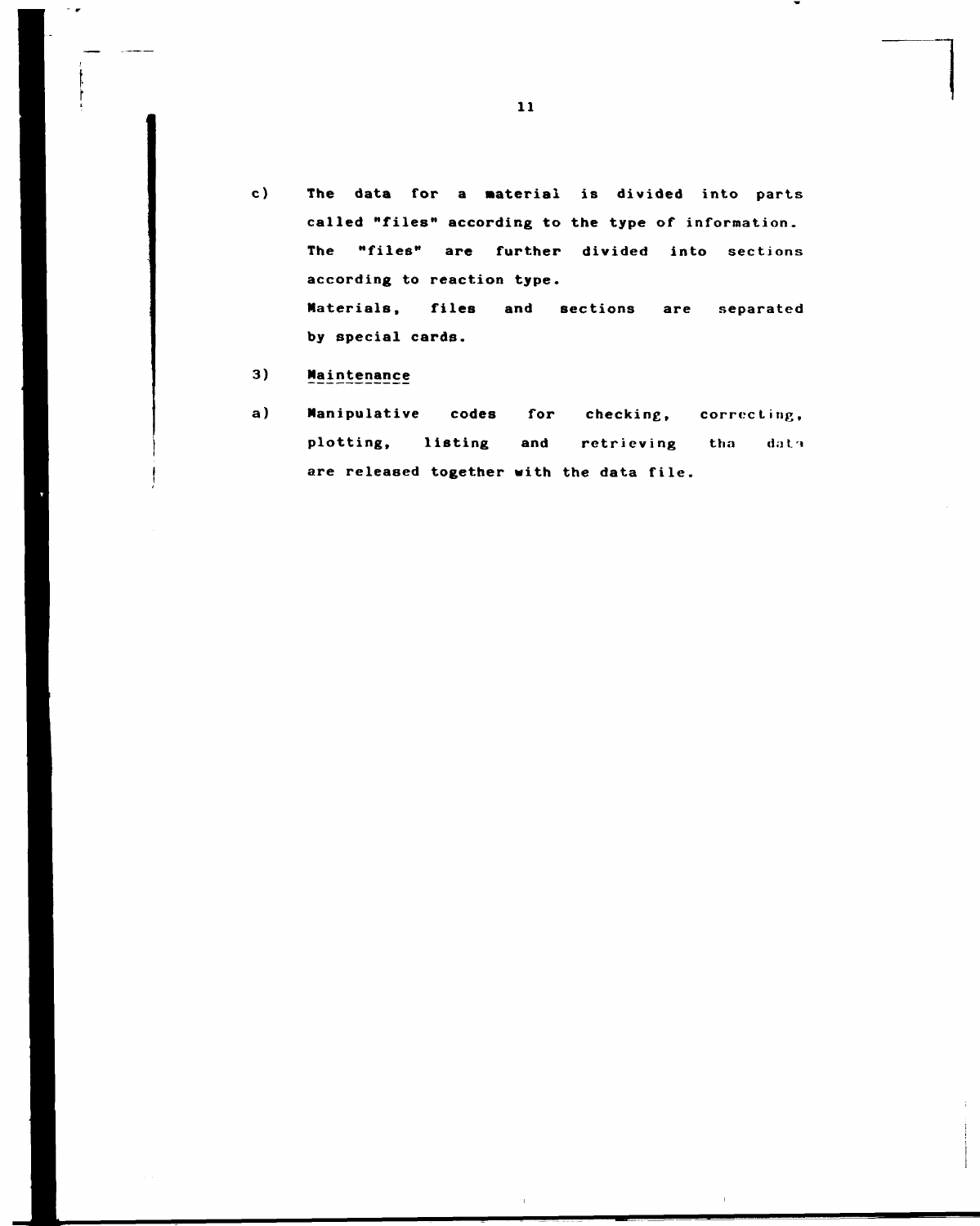c) The data for a material is divided into parts called "files" according to the type of information. The "files" are further divided into sections according to reaction type.

   Materials, files and sections are separated by special cards.

3) Maintenance

a) Manipulative codes for checking, correcting, plotting, listing and retrieving tha data are released together with the data file.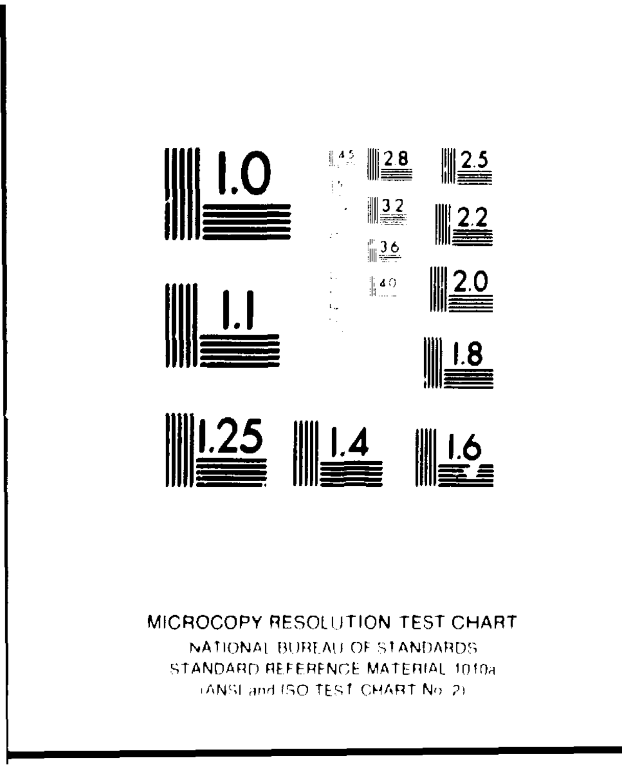MICROCOPY RESOLUTION TEST CHART

NATIONAL BUREAU OF STANDARDS

STANDARD REFERENCE MATERIAL 1010a

(ANSI and ISO TEST CHART No. 2)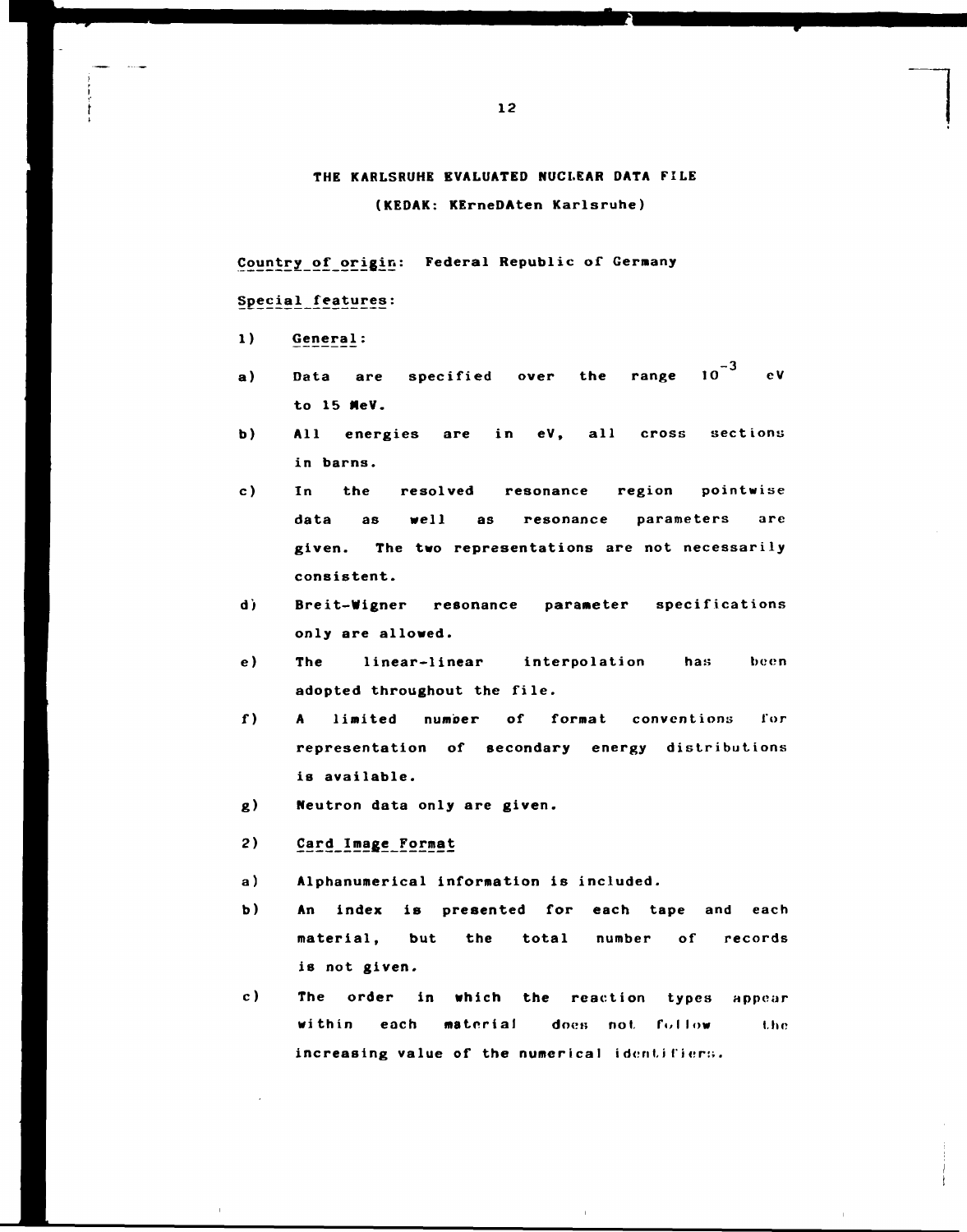# THE KARLSRUHE EVALUATED NUCLEAR DATA FILE

## (KEDAK: KErneDAten Karlsruhe)

Country of origin: Federal Republic of Germany

Special features:

1) General:

a) Data are specified over the range $10^{-3}$ eV to 15 MeV.

b) All energies are in eV, all cross sections in barns.

c) In the resolved resonance region pointwise data as well as resonance parameters are given. The two representations are not necessarily consistent.

d) Breit-Wigner resonance parameter specifications only are allowed.

e) The linear-linear interpolation has been adopted throughout the file.

f) A limited number of format conventions for representation of secondary energy distributions is available.

g) Neutron data only are given.

2) Card Image Format

a) Alphanumerical information is included.

b) An index is presented for each tape and each material, but the total number of records is not given.

c) The order in which the reaction types appear within each material does not follow the increasing value of the numerical identifiers.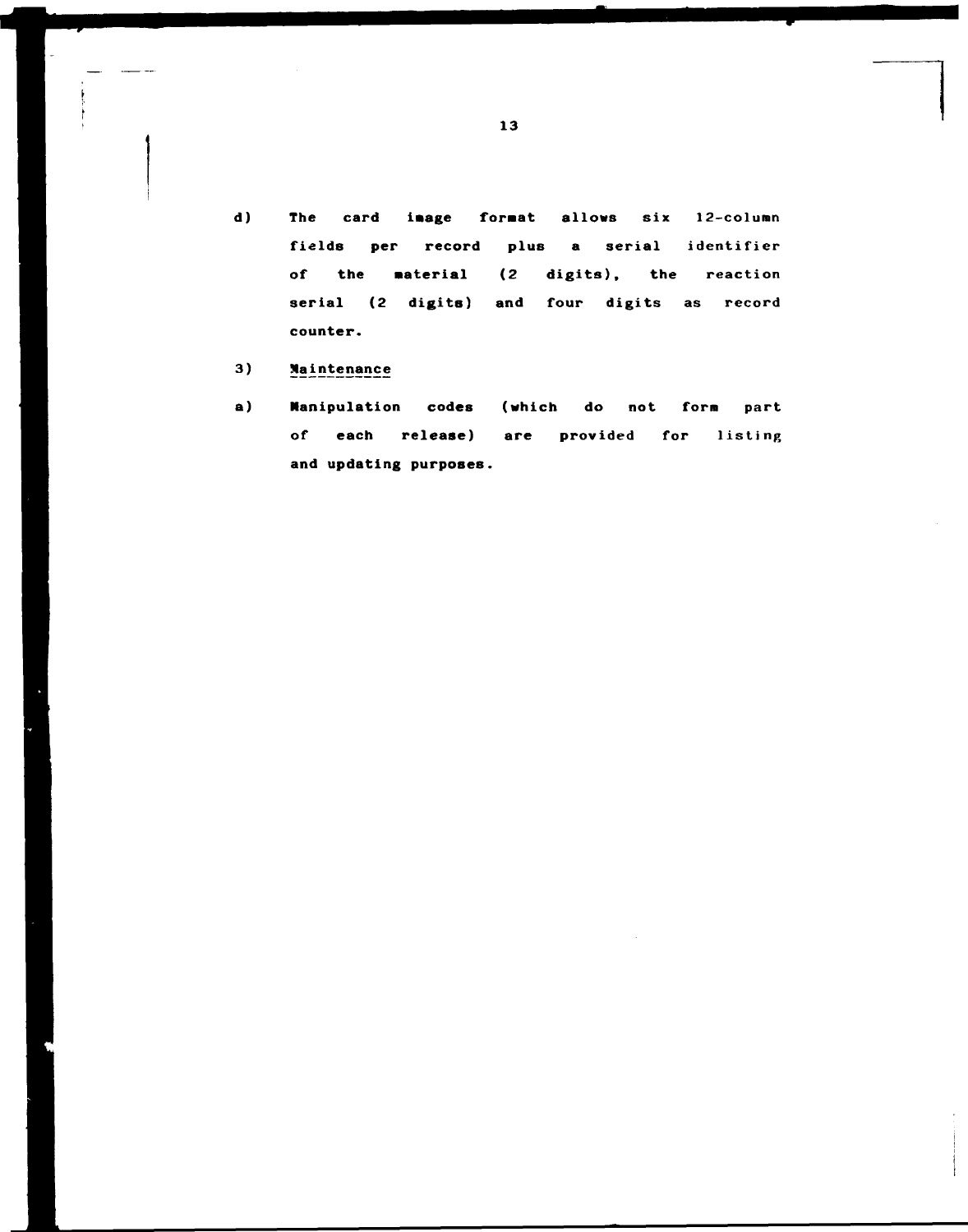d) The card image format allows six 12-column fields per record plus a serial identifier of the material (2 digits), the reaction serial (2 digits) and four digits as record counter.

3) <u>Maintenance</u>

a) Manipulation codes (which do not form part of each release) are provided for listing and updating purposes.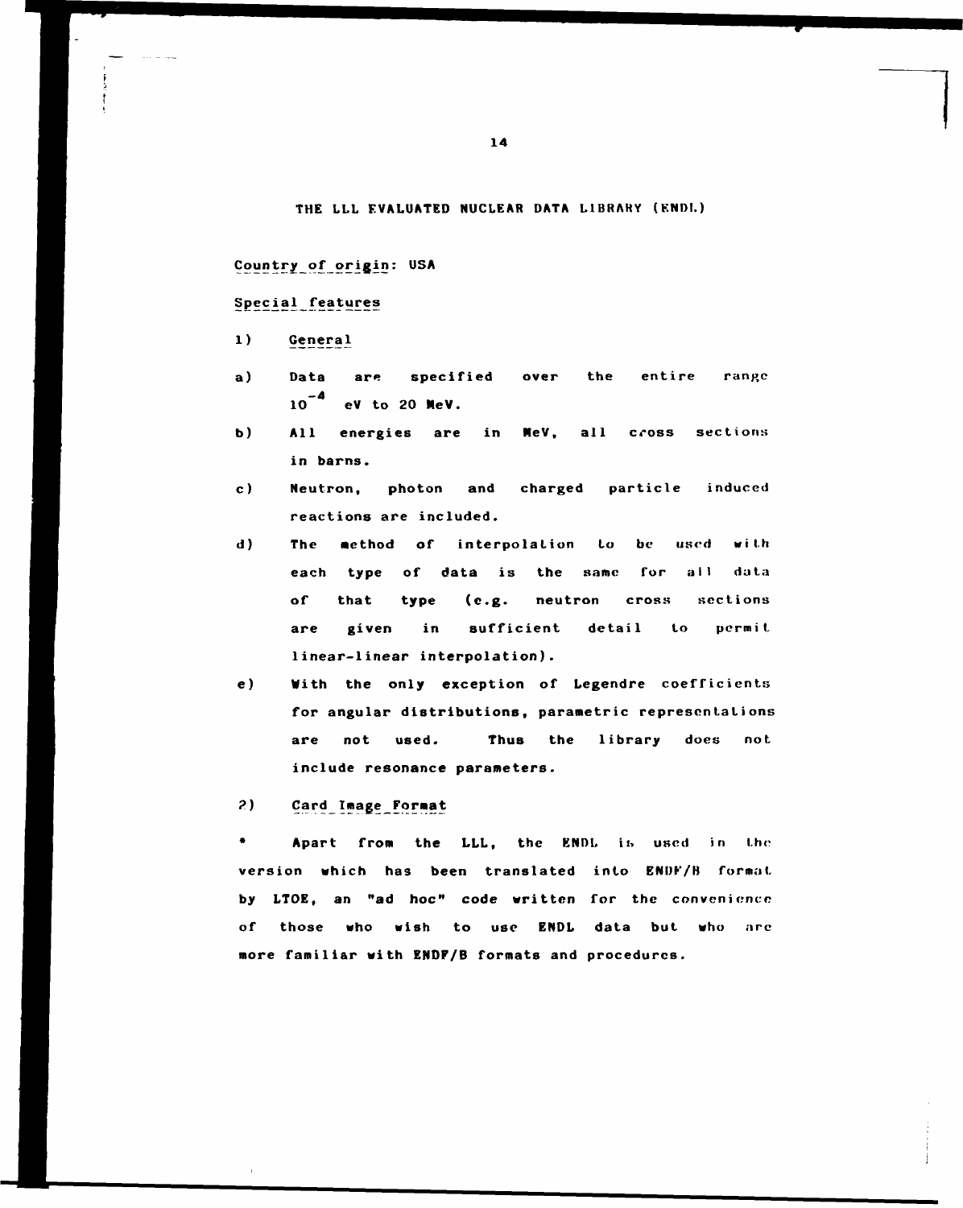# THE LLL EVALUATED NUCLEAR DATA LIBRARY (ENDL)

Country of origin: USA

Special features

1) General

a) Data are specified over the entire range $10^{-4}$ eV to 20 MeV.

b) All energies are in MeV, all cross sections in barns.

c) Neutron, photon and charged particle induced reactions are included.

d) The method of interpolation to be used with each type of data is the same for all data of that type (e.g. neutron cross sections are given in sufficient detail to permit linear-linear interpolation).

e) With the only exception of Legendre coefficients for angular distributions, parametric representations are not used. Thus the library does not include resonance parameters.

2) Card Image Format

\* Apart from the LLL, the ENDL is used in the version which has been translated into ENDF/B format by LTOE, an "ad hoc" code written for the convenience of those who wish to use ENDL data but who are more familiar with ENDF/B formats and procedures.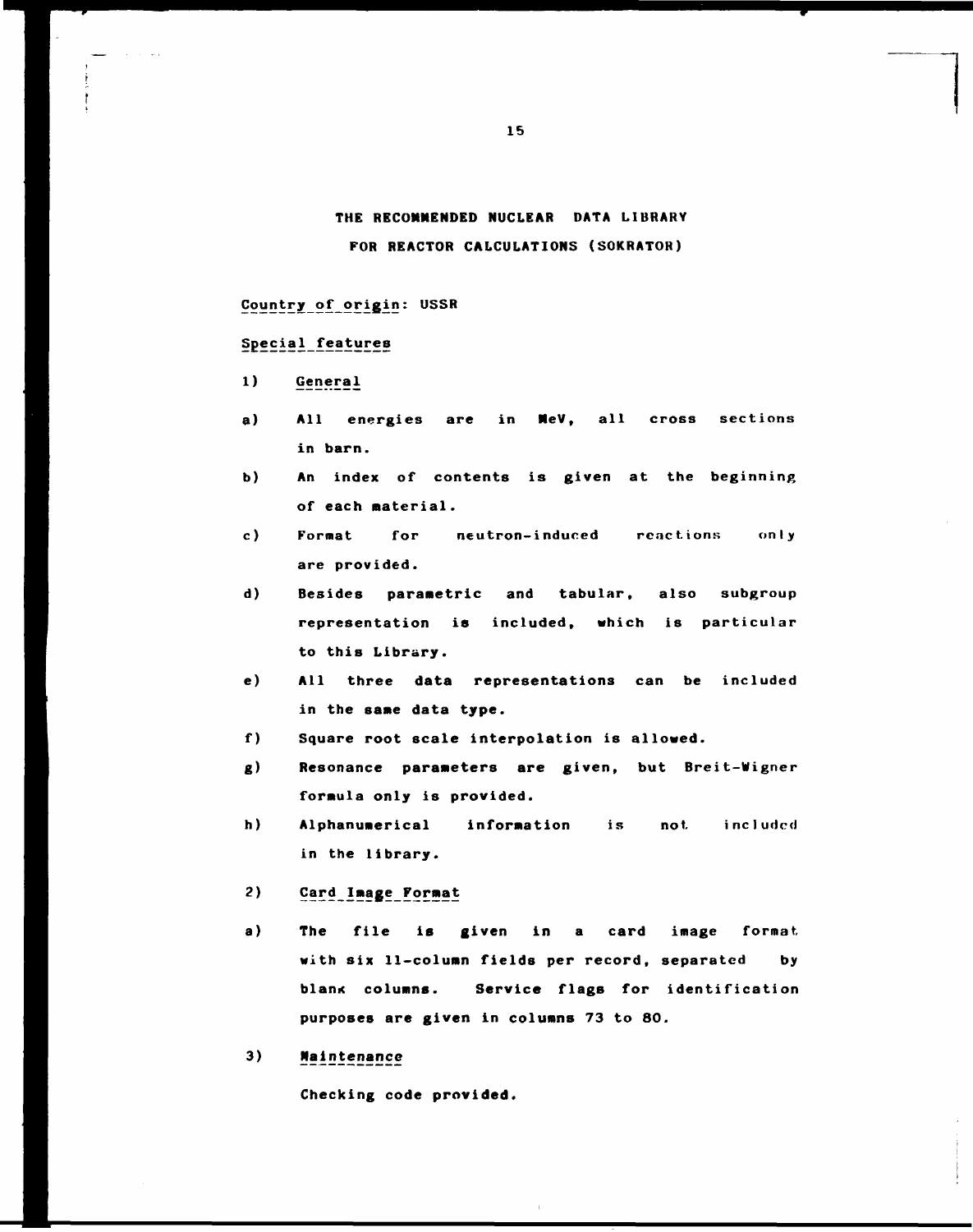# THE RECOMMENDED NUCLEAR DATA LIBRARY FOR REACTOR CALCULATIONS (SOKRATOR)

Country of origin: USSR

Special features

1) General

a) All energies are in MeV, all cross sections in barn.

b) An index of contents is given at the beginning of each material.

c) Format for neutron-induced reactions only are provided.

d) Besides parametric and tabular, also subgroup representation is included, which is particular to this Library.

e) All three data representations can be included in the same data type.

f) Square root scale interpolation is allowed.

g) Resonance parameters are given, but Breit-Wigner formula only is provided.

h) Alphanumerical information is not included in the library.

2) Card Image Format

a) The file is given in a card image format with six 11-column fields per record, separated by blank columns. Service flags for identification purposes are given in columns 73 to 80.

3) Maintenance

Checking code provided.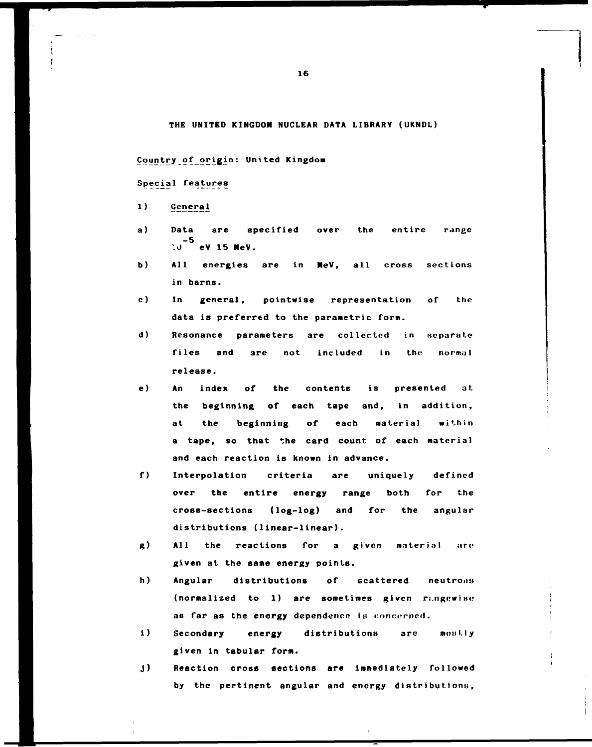## THE UNITED KINGDOM NUCLEAR DATA LIBRARY (UKNDL)

Country of origin: United Kingdom

Special features

1) General

a) Data are specified over the entire range $10^{-5}$ eV 15 MeV.

b) All energies are in MeV, all cross sections in barns.

c) In general, pointwise representation of the data is preferred to the parametric form.

d) Resonance parameters are collected in separate files and are not included in the normal release.

e) An index of the contents is presented at the beginning of each tape and, in addition, at the beginning of each material within a tape, so that the card count of each material and each reaction is known in advance.

f) Interpolation criteria are uniquely defined over the entire energy range both for the cross-sections (log-log) and for the angular distributions (linear-linear).

g) All the reactions for a given material are given at the same energy points.

h) Angular distributions of scattered neutrons (normalized to 1) are sometimes given rangewise as far as the energy dependence is concerned.

i) Secondary energy distributions are mostly given in tabular form.

j) Reaction cross sections are immediately followed by the pertinent angular and energy distributions,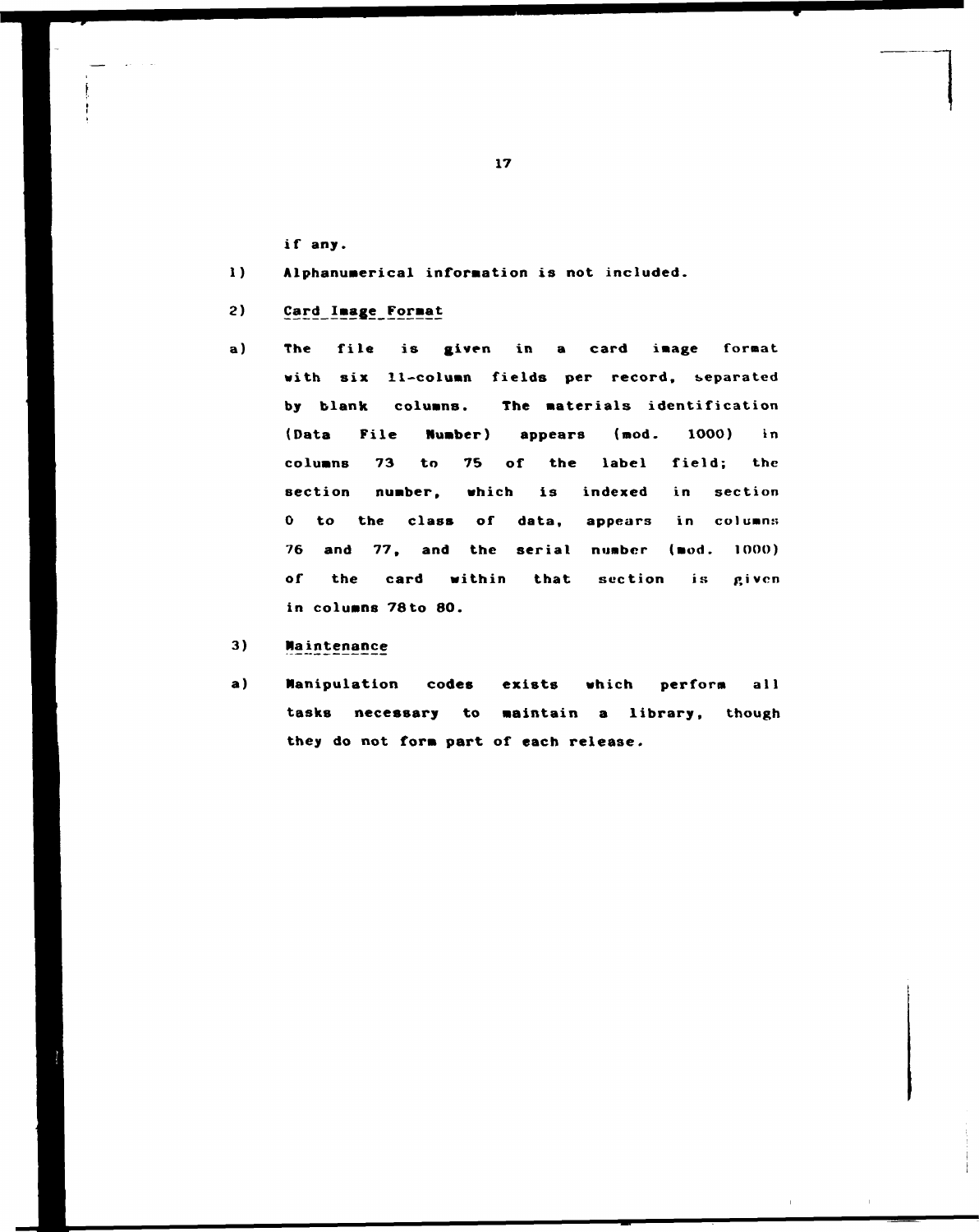if any.

1) Alphanumerical information is not included.

2) Card Image Format

a) The file is given in a card image format with six 11-column fields per record, separated by blank columns. The materials identification (Data File Number) appears (mod. 1000) in columns 73 to 75 of the label field; the section number, which is indexed in section 0 to the class of data, appears in columns 76 and 77, and the serial number (mod. 1000) of the card within that section is given in columns 78to 80.

3) Maintenance

a) Manipulation codes exists which perform all tasks necessary to maintain a library, though they do not form part of each release.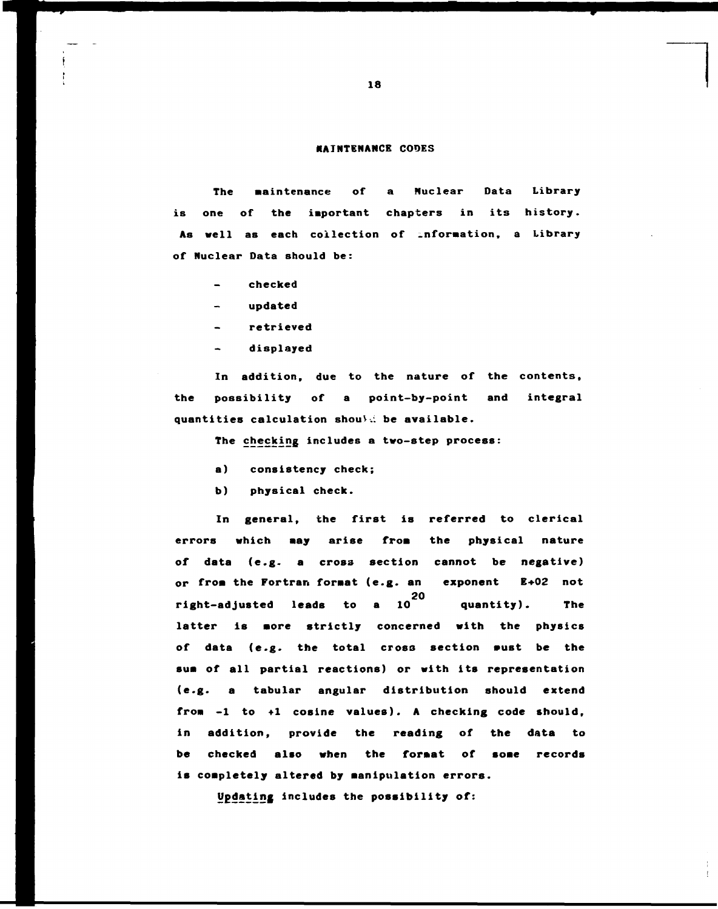## MAINTENANCE CODES

The maintenance of a Nuclear Data Library is one of the important chapters in its history. As well as each collection of information, a Library of Nuclear Data should be:

- checked
- updated
- retrieved
- displayed

In addition, due to the nature of the contents, the possibility of a point-by-point and integral quantities calculation should be available.

The <u>checking</u> includes a two-step process:

a) consistency check;

b) physical check.

In general, the first is referred to clerical errors which may arise from the physical nature of data (e.g. a cross section cannot be negative) or from the Fortran format (e.g. an exponent E+02 not right-adjusted leads to a $10^{20}$ quantity). The latter is more strictly concerned with the physics of data (e.g. the total cross section must be the sum of all partial reactions) or with its representation (e.g. a tabular angular distribution should extend from -1 to +1 cosine values). A checking code should, in addition, provide the reading of the data to be checked also when the format of some records is completely altered by manipulation errors.

<u>Updating</u> includes the possibility of: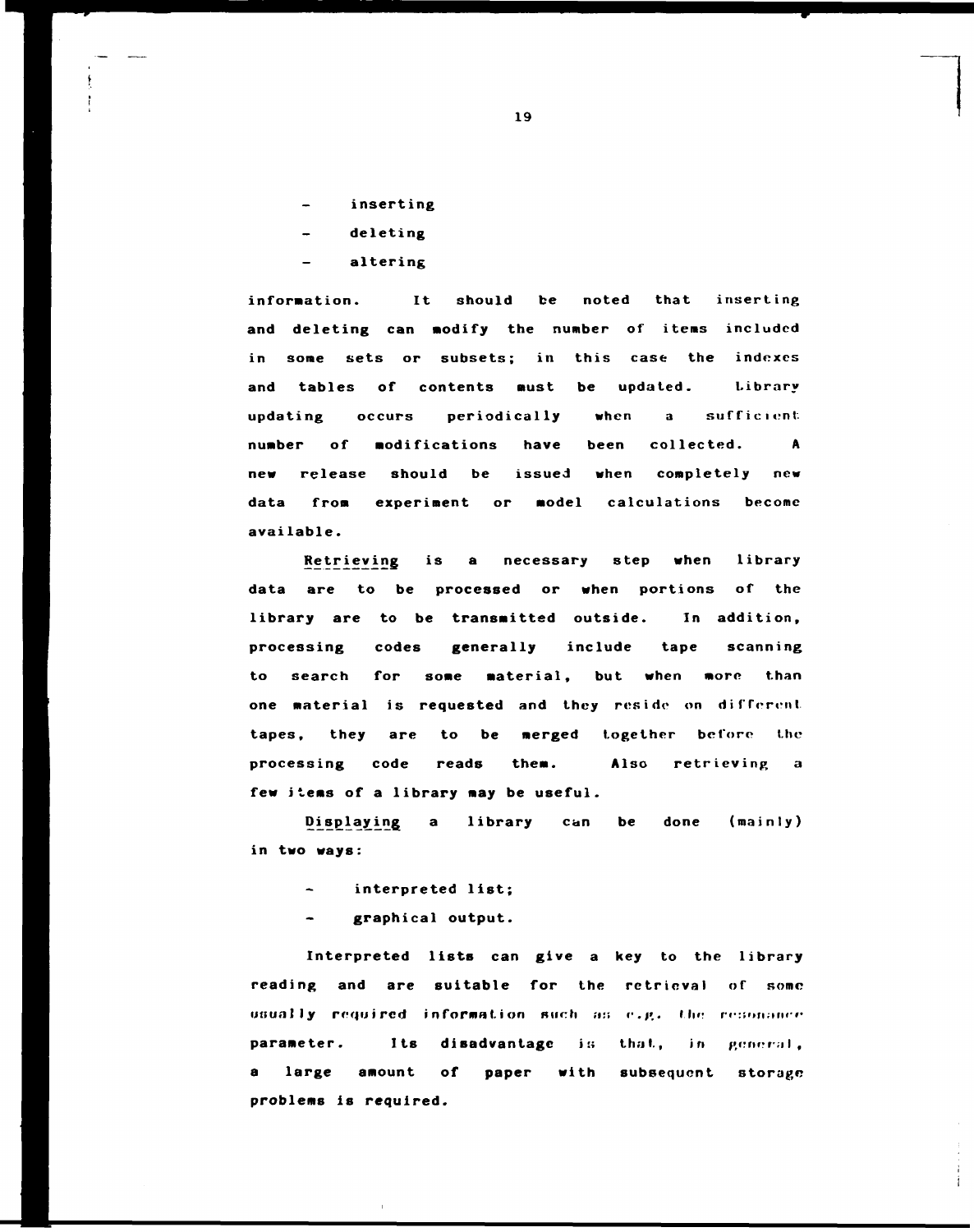- inserting
- deleting
- altering

information. It should be noted that inserting and deleting can modify the number of items included in some sets or subsets; in this case the indexes and tables of contents must be updated. Library updating occurs periodically when a sufficient number of modifications have been collected. A new release should be issued when completely new data from experiment or model calculations become available.

Retrieving is a necessary step when library data are to be processed or when portions of the library are to be transmitted outside. In addition, processing codes generally include tape scanning to search for some material, but when more than one material is requested and they reside on different tapes, they are to be merged together before the processing code reads them. Also retrieving a few items of a library may be useful.

Displaying a library can be done (mainly) in two ways:

- interpreted list;
- graphical output.

Interpreted lists can give a key to the library reading and are suitable for the retrieval of some usually required information such as e.g. the resonance parameter. Its disadvantage is that, in general, a large amount of paper with subsequent storage problems is required.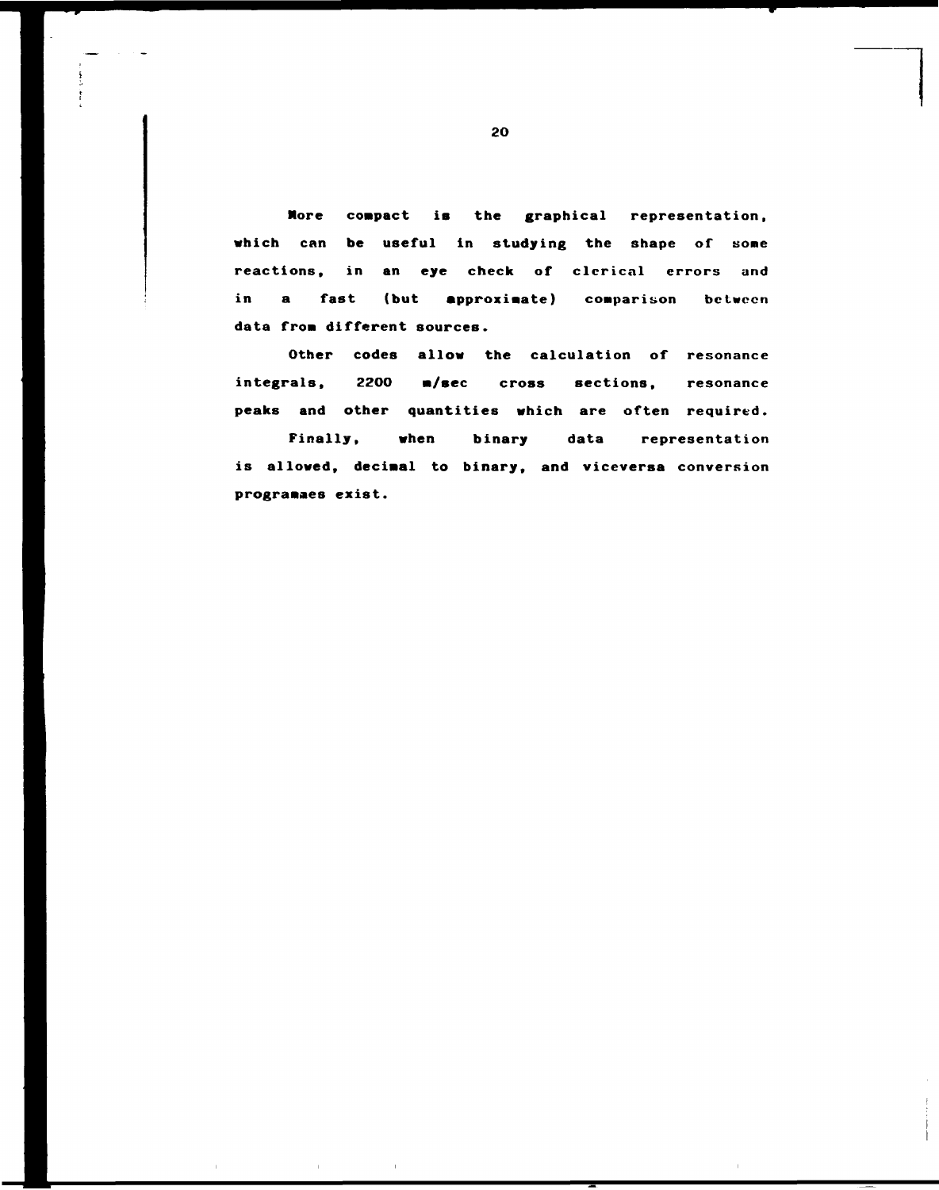More compact is the graphical representation, which can be useful in studying the shape of some reactions, in an eye check of clerical errors and in a fast (but approximate) comparison between data from different sources.

Other codes allow the calculation of resonance integrals, 2200 m/sec cross sections, resonance peaks and other quantities which are often required.

Finally, when binary data representation is allowed, decimal to binary, and viceversa conversion programmes exist.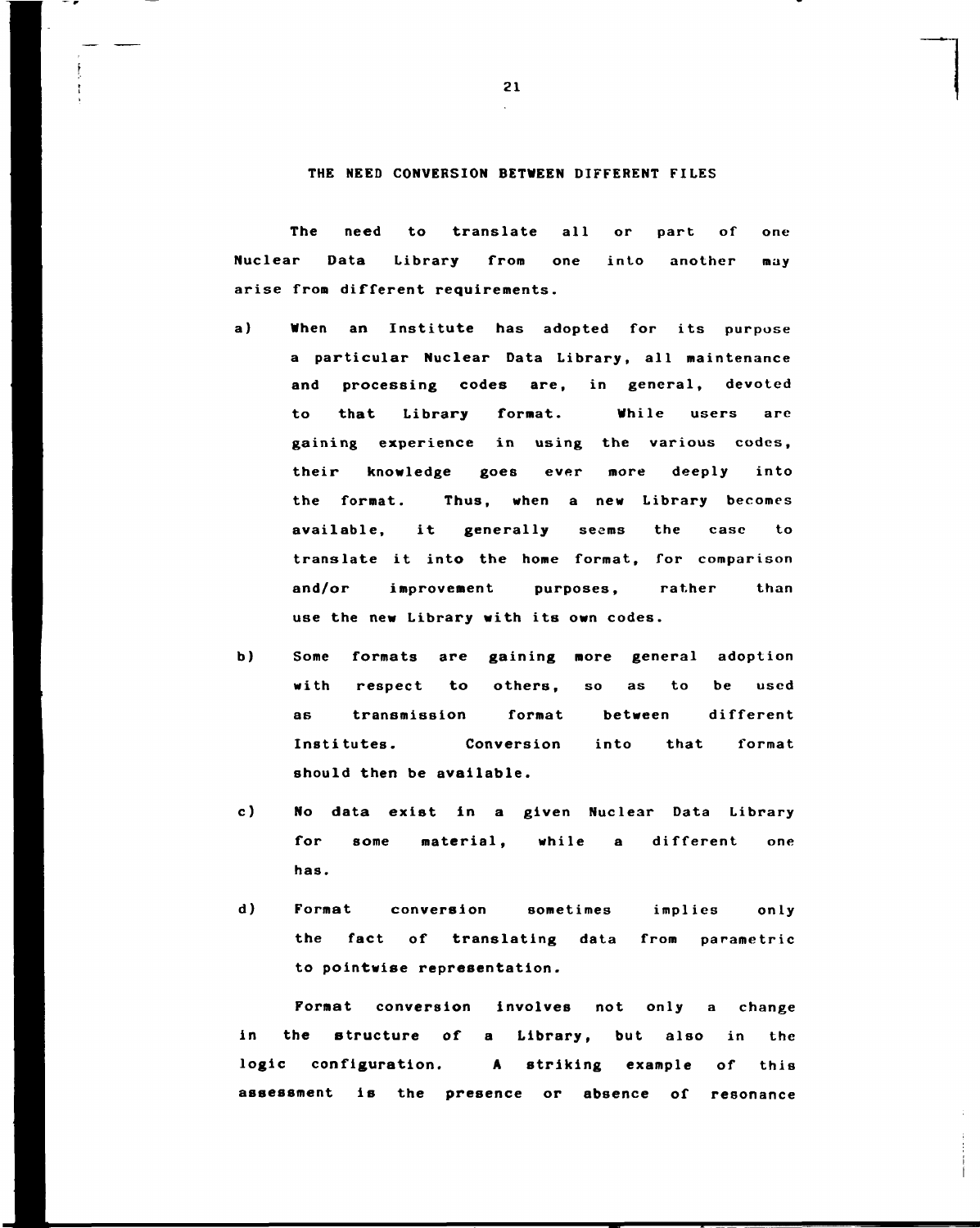## THE NEED CONVERSION BETWEEN DIFFERENT FILES

The need to translate all or part of one Nuclear Data Library from one into another may arise from different requirements.

a) When an Institute has adopted for its purpose a particular Nuclear Data Library, all maintenance and processing codes are, in general, devoted to that Library format. While users are gaining experience in using the various codes, their knowledge goes ever more deeply into the format. Thus, when a new Library becomes available, it generally seems the case to translate it into the home format, for comparison and/or improvement purposes, rather than use the new Library with its own codes.

b) Some formats are gaining more general adoption with respect to others, so as to be used as transmission format between different Institutes. Conversion into that format should then be available.

c) No data exist in a given Nuclear Data Library for some material, while a different one has.

d) Format conversion sometimes implies only the fact of translating data from parametric to pointwise representation.

Format conversion involves not only a change in the structure of a Library, but also in the logic configuration. A striking example of this assessment is the presence or absence of resonance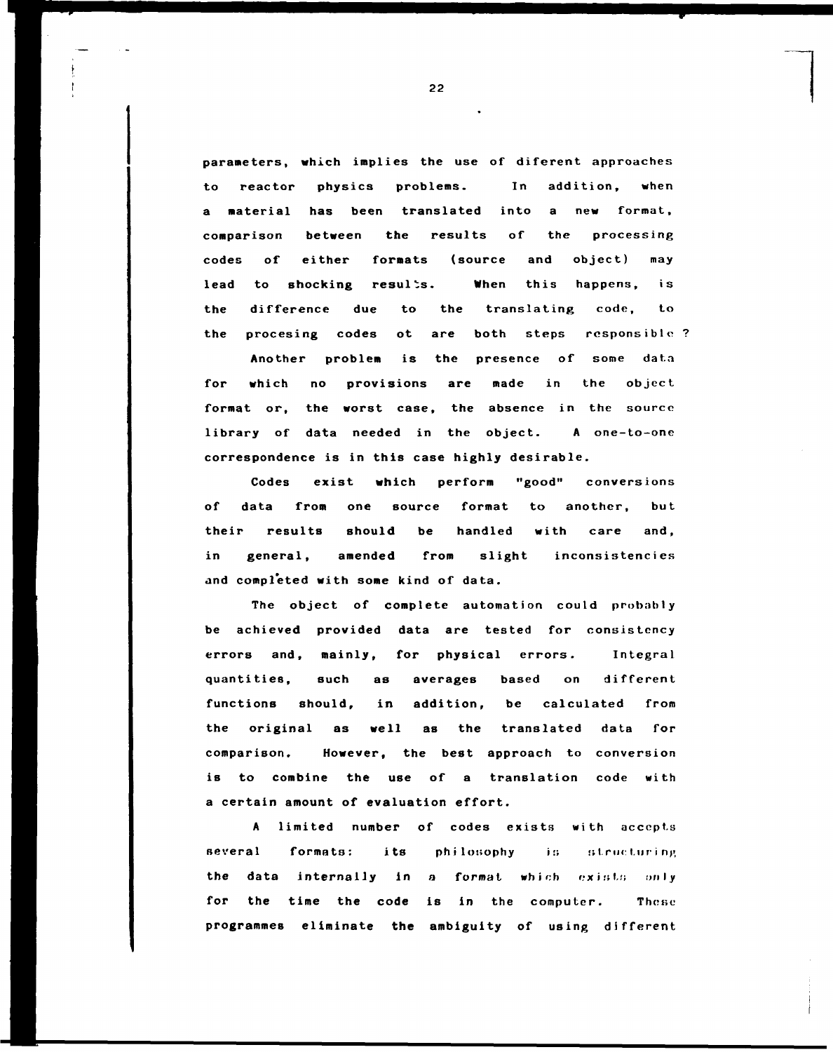parameters, which implies the use of diferent approaches to reactor physics problems. In addition, when a material has been translated into a new format, comparison between the results of the processing codes of either formats (source and object) may lead to shocking results. When this happens, is the difference due to the translating code, to the procesing codes ot are both steps responsible ?

Another problem is the presence of some data for which no provisions are made in the object format or, the worst case, the absence in the source library of data needed in the object. A one-to-one correspondence is in this case highly desirable.

Codes exist which perform "good" conversions of data from one source format to another, but their results should be handled with care and, in general, amended from slight inconsistencies and completed with some kind of data.

The object of complete automation could probably be achieved provided data are tested for consistency errors and, mainly, for physical errors. Integral quantities, such as averages based on different functions should, in addition, be calculated from the original as well as the translated data for comparison. However, the best approach to conversion is to combine the use of a translation code with a certain amount of evaluation effort.

A limited number of codes exists with accepts several formats: its philosophy is structuring the data internally in a format which exists only for the time the code is in the computer. These programmes eliminate the ambiguity of using different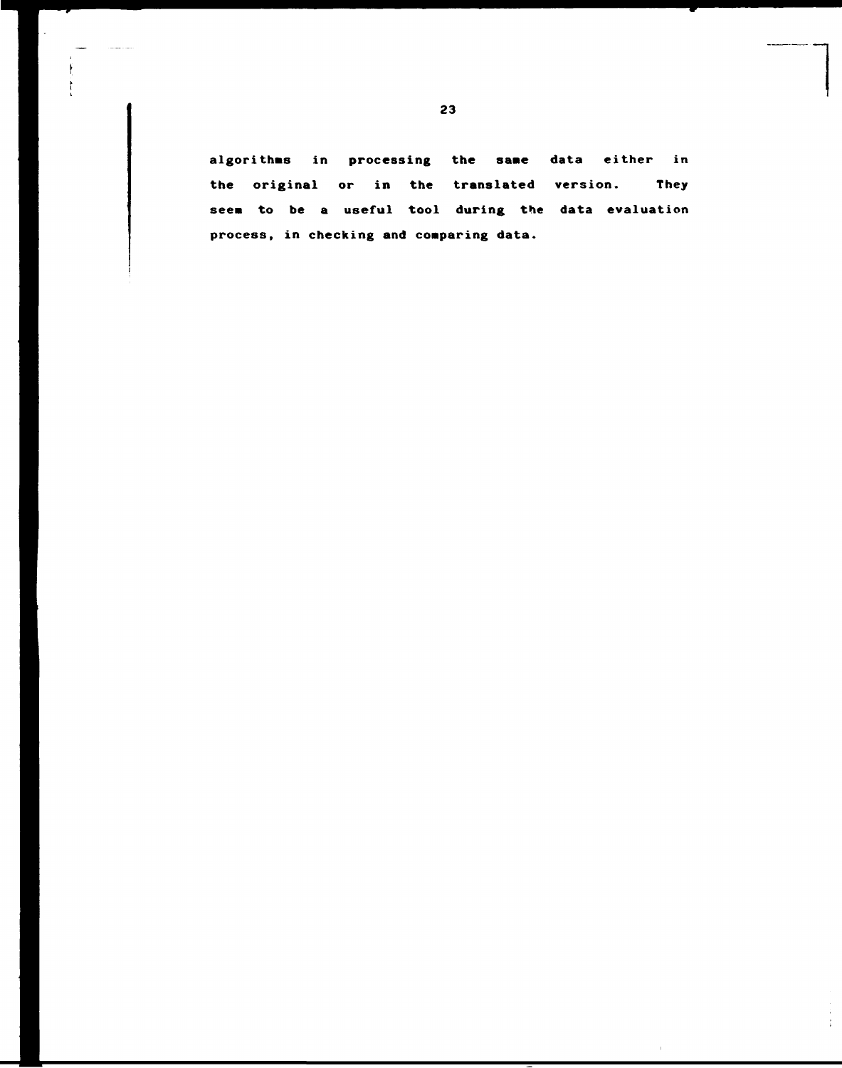algorithms in processing the same data either in the original or in the translated version. They seem to be a useful tool during the data evaluation process, in checking and comparing data.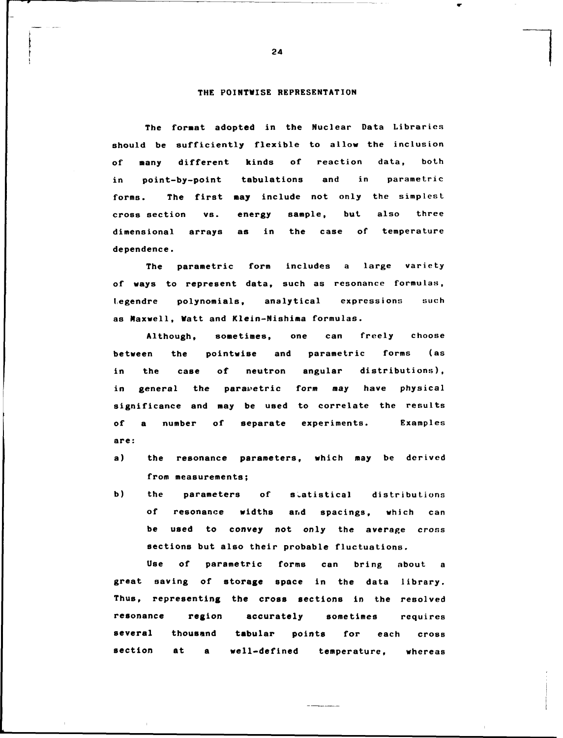## THE POINTWISE REPRESENTATION

The format adopted in the Nuclear Data Libraries should be sufficiently flexible to allow the inclusion of many different kinds of reaction data, both in point-by-point tabulations and in parametric forms. The first may include not only the simplest cross section vs. energy sample, but also three dimensional arrays as in the case of temperature dependence.

The parametric form includes a large variety of ways to represent data, such as resonance formulas, Legendre polynomials, analytical expressions such as Maxwell, Watt and Klein-Nishima formulas.

Although, sometimes, one can freely choose between the pointwise and parametric forms (as in the case of neutron angular distributions), in general the parametric form may have physical significance and may be used to correlate the results of a number of separate experiments. Examples are:

a) the resonance parameters, which may be derived from measurements;

b) the parameters of statistical distributions of resonance widths and spacings, which can be used to convey not only the average cross sections but also their probable fluctuations.

Use of parametric forms can bring about a great saving of storage space in the data library. Thus, representing the cross sections in the resolved resonance region accurately sometimes requires several thousand tabular points for each cross section at a well-defined temperature, whereas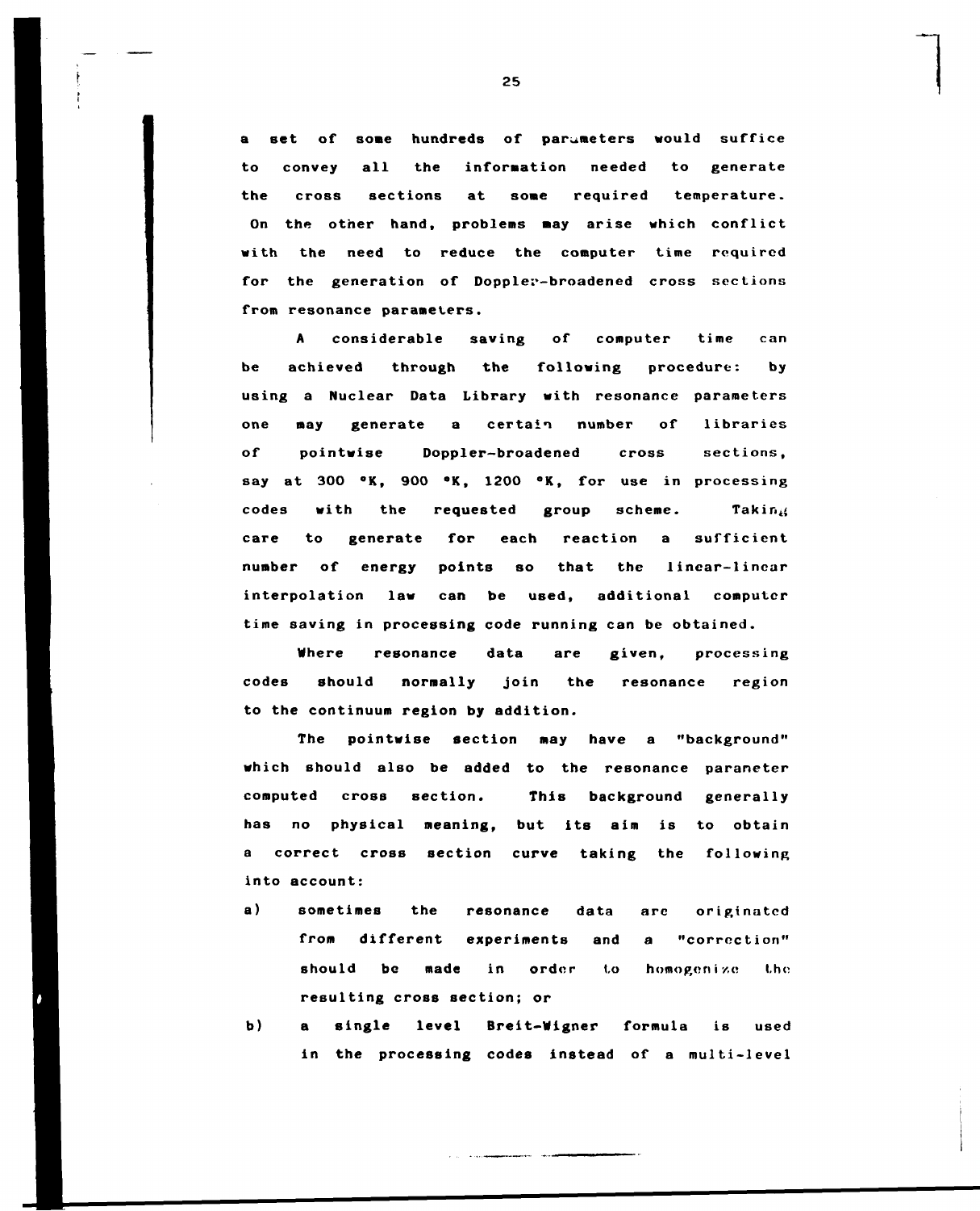a set of some hundreds of parameters would suffice to convey all the information needed to generate the cross sections at some required temperature. On the other hand, problems may arise which conflict with the need to reduce the computer time required for the generation of Doppler-broadened cross sections from resonance parameters.

A considerable saving of computer time can be achieved through the following procedure: by using a Nuclear Data Library with resonance parameters one may generate a certain number of libraries of pointwise Doppler-broadened cross sections, say at 300 °K, 900 °K, 1200 °K, for use in processing codes with the requested group scheme. Taking care to generate for each reaction a sufficient number of energy points so that the linear-linear interpolation law can be used, additional computer time saving in processing code running can be obtained.

Where resonance data are given, processing codes should normally join the resonance region to the continuum region by addition.

The pointwise section may have a "background" which should also be added to the resonance parameter computed cross section. This background generally has no physical meaning, but its aim is to obtain a correct cross section curve taking the following into account:

a) sometimes the resonance data are originated from different experiments and a "correction" should be made in order to homogenize the resulting cross section; or

b) a single level Breit-Wigner formula is used in the processing codes instead of a multi-level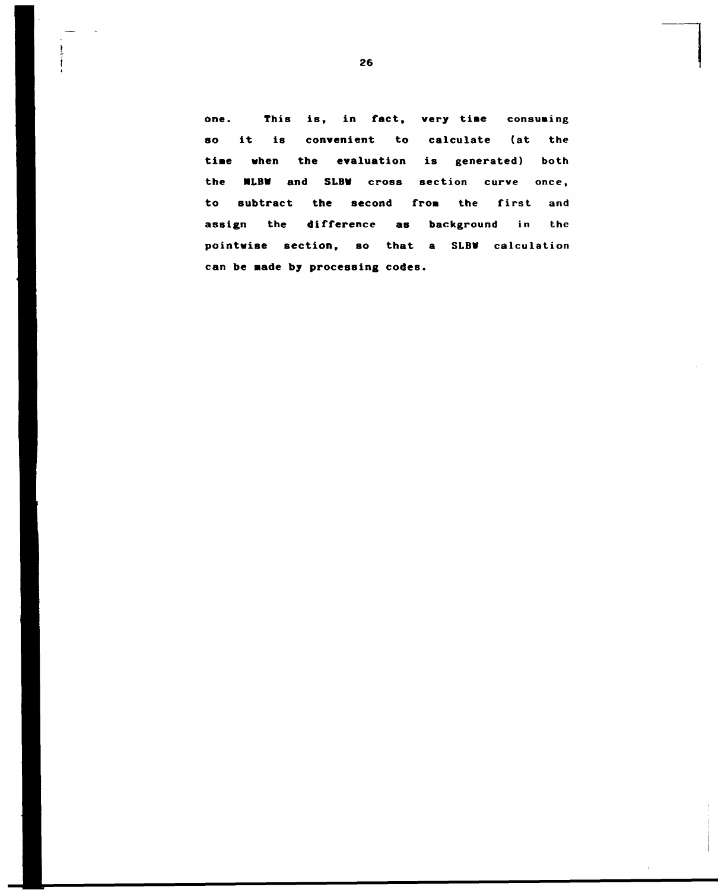one. This is, in fact, very time consuming so it is convenient to calculate (at the time when the evaluation is generated) both the MLBW and SLBW cross section curve once, to subtract the second from the first and assign the difference as background in the pointwise section, so that a SLBW calculation can be made by processing codes.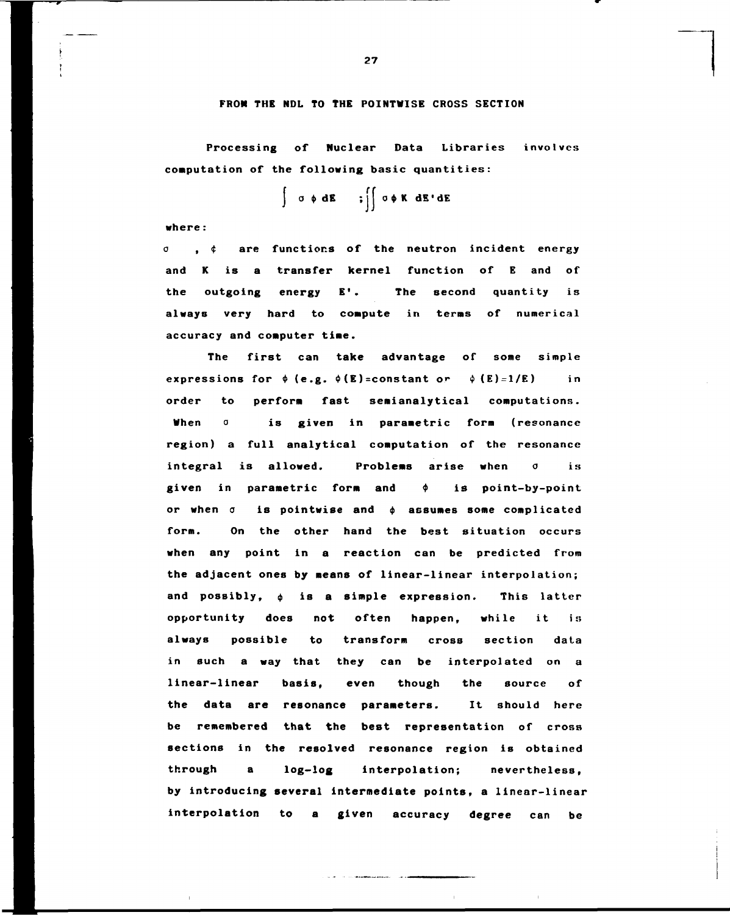# FROM THE NDL TO THE POINTWISE CROSS SECTION

Processing of Nuclear Data Libraries involves computation of the following basic quantities:

$$\int \sigma \phi \, dE \quad ; \iint \sigma \phi K \, dE' dE$$

where:

$\sigma$ , $\phi$ are functions of the neutron incident energy and K is a transfer kernel function of E and of the outgoing energy E'. The second quantity is always very hard to compute in terms of numerical accuracy and computer time.

The first can take advantage of some simple expressions for $\phi$ (e.g. $\phi(E)$=constant or $\phi(E)=1/E$) in order to perform fast semianalytical computations. When $\sigma$ is given in parametric form (resonance region) a full analytical computation of the resonance integral is allowed. Problems arise when $\sigma$ is given in parametric form and $\phi$ is point-by-point or when $\sigma$ is pointwise and $\phi$ assumes some complicated form. On the other hand the best situation occurs when any point in a reaction can be predicted from the adjacent ones by means of linear-linear interpolation; and possibly, $\phi$ is a simple expression. This latter opportunity does not often happen, while it is always possible to transform cross section data in such a way that they can be interpolated on a linear-linear basis, even though the source of the data are resonance parameters. It should here be remembered that the best representation of cross sections in the resolved resonance region is obtained through a log-log interpolation; nevertheless, by introducing several intermediate points, a linear-linear interpolation to a given accuracy degree can be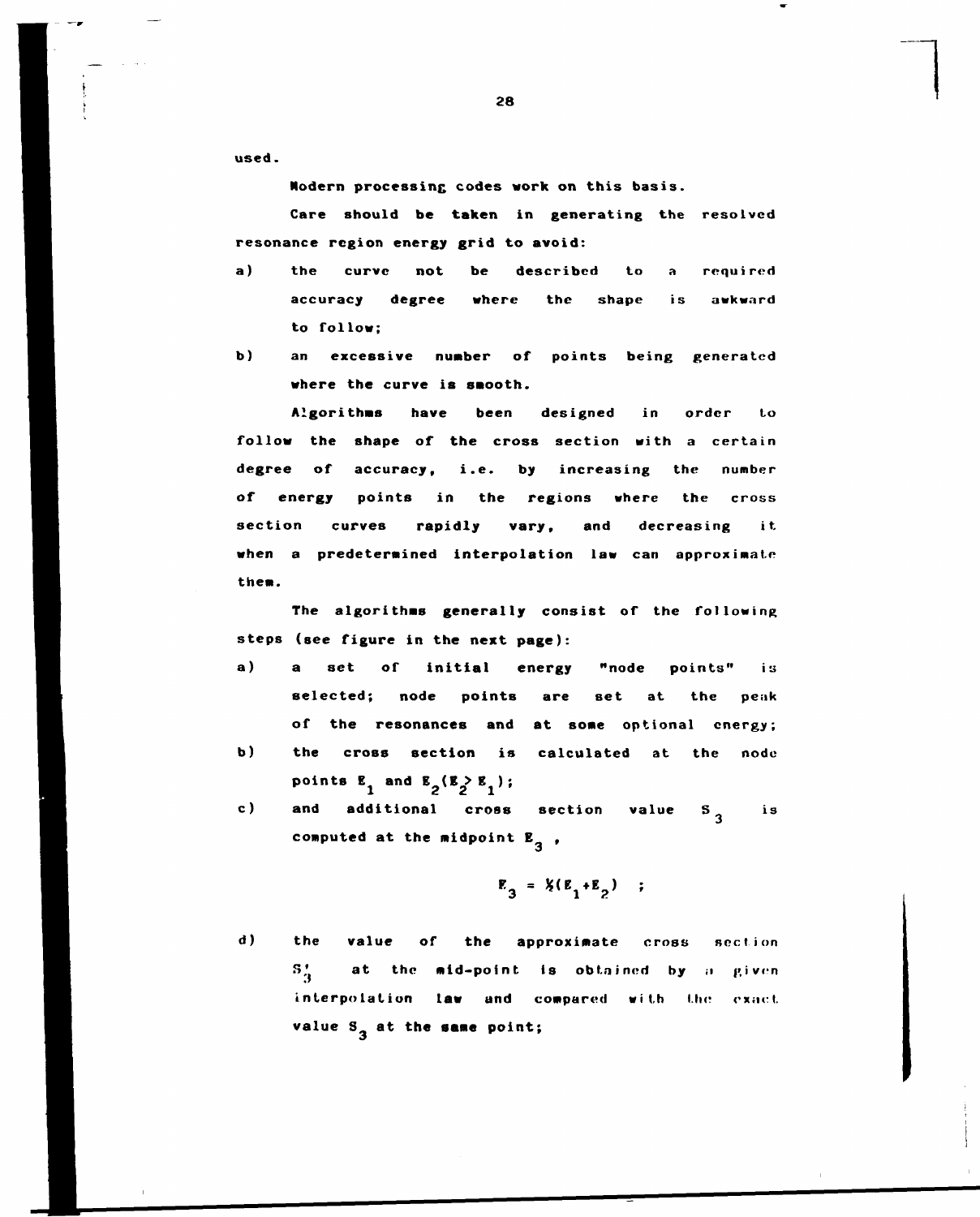used.

Modern processing codes work on this basis.

Care should be taken in generating the resolved resonance region energy grid to avoid:

a) the curve not be described to a required accuracy degree where the shape is awkward to follow;

b) an excessive number of points being generated where the curve is smooth.

Algorithms have been designed in order to follow the shape of the cross section with a certain degree of accuracy, i.e. by increasing the number of energy points in the regions where the cross section curves rapidly vary, and decreasing it when a predetermined interpolation law can approximate them.

The algorithms generally consist of the following steps (see figure in the next page):

a) a set of initial energy "node points" is selected; node points are set at the peak of the resonances and at some optional energy;

b) the cross section is calculated at the node points $E_1$ and $E_2 (E_2 > E_1)$;

c) and additional cross section value $S_3$ is computed at the midpoint $E_3$ ,

$$E_3 = \frac{1}{2}(E_1 + E_2) \quad ;$$

d) the value of the approximate cross section $S_3'$ at the mid-point is obtained by a given interpolation law and compared with the exact value $S_3$ at the same point;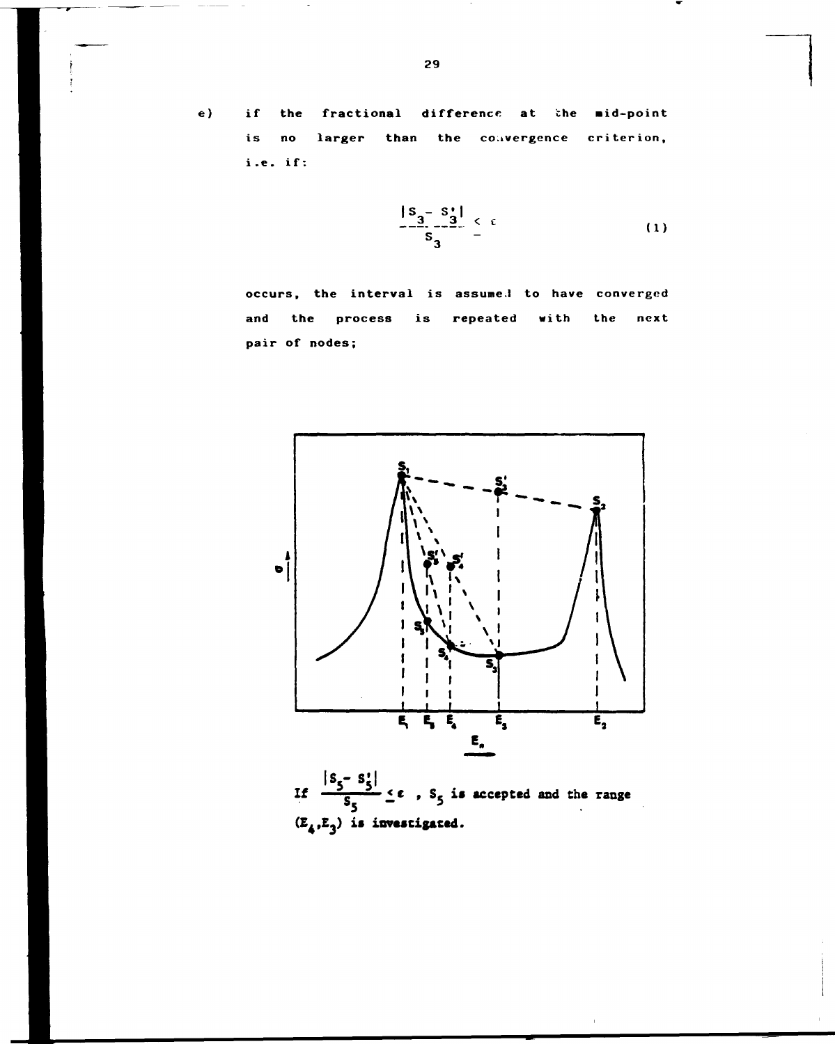e) if the fractional difference at the mid-point is no larger than the convergence criterion, i.e. if:

$$\frac{|S_3 - S_3'|}{S_3} \leq \varepsilon \tag{1}$$

occurs, the interval is assumed to have converged and the process is repeated with the next pair of nodes;

If $\frac{|S_5 - S_5'|}{S_5} \leq \varepsilon$ , $S_5$ is accepted and the range $(E_4, E_3)$ is investigated.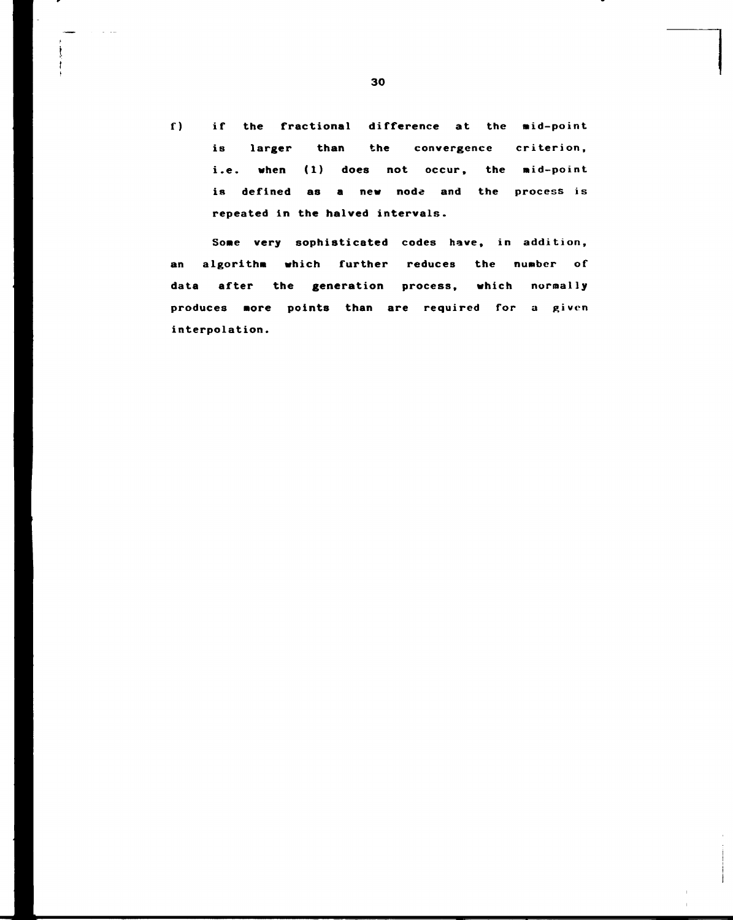f) if the fractional difference at the mid-point is larger than the convergence criterion, i.e. when (1) does not occur, the mid-point is defined as a new node and the process is repeated in the halved intervals.

Some very sophisticated codes have, in addition, an algorithm which further reduces the number of data after the generation process, which normally produces more points than are required for a given interpolation.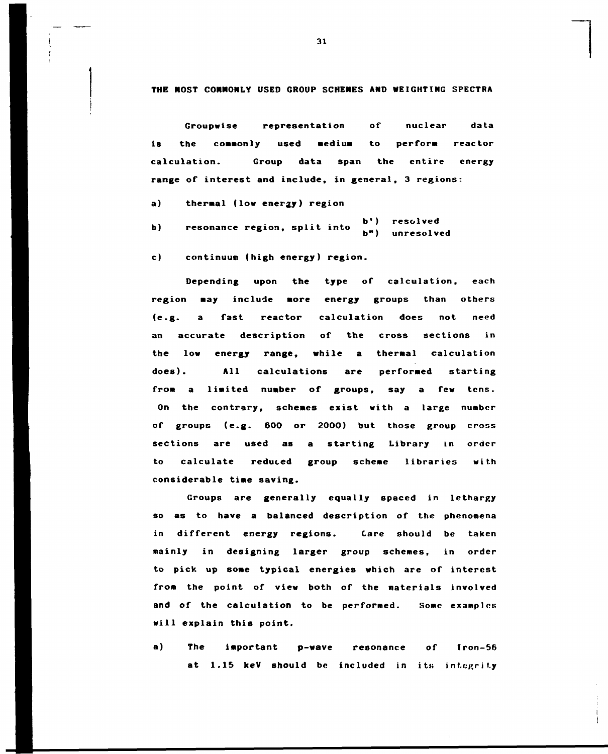## THE MOST COMMONLY USED GROUP SCHEMES AND WEIGHTING SPECTRA

Groupwise representation of nuclear data is the commonly used medium to perform reactor calculation. Group data span the entire energy range of interest and include, in general, 3 regions:

a) thermal (low energy) region

b) resonance region, split into b') resolved
   b") unresolved

c) continuum (high energy) region.

Depending upon the type of calculation, each region may include more energy groups than others (e.g. a fast reactor calculation does not need an accurate description of the cross sections in the low energy range, while a thermal calculation does). All calculations are performed starting from a limited number of groups, say a few tens. On the contrary, schemes exist with a large number of groups (e.g. 600 or 2000) but those group cross sections are used as a starting Library in order to calculate reduced group scheme libraries with considerable time saving.

Groups are generally equally spaced in lethargy so as to have a balanced description of the phenomena in different energy regions. Care should be taken mainly in designing larger group schemes, in order to pick up some typical energies which are of interest from the point of view both of the materials involved and of the calculation to be performed. Some examples will explain this point.

a) The important p-wave resonance of Iron-56 at 1.15 keV should be included in its integrity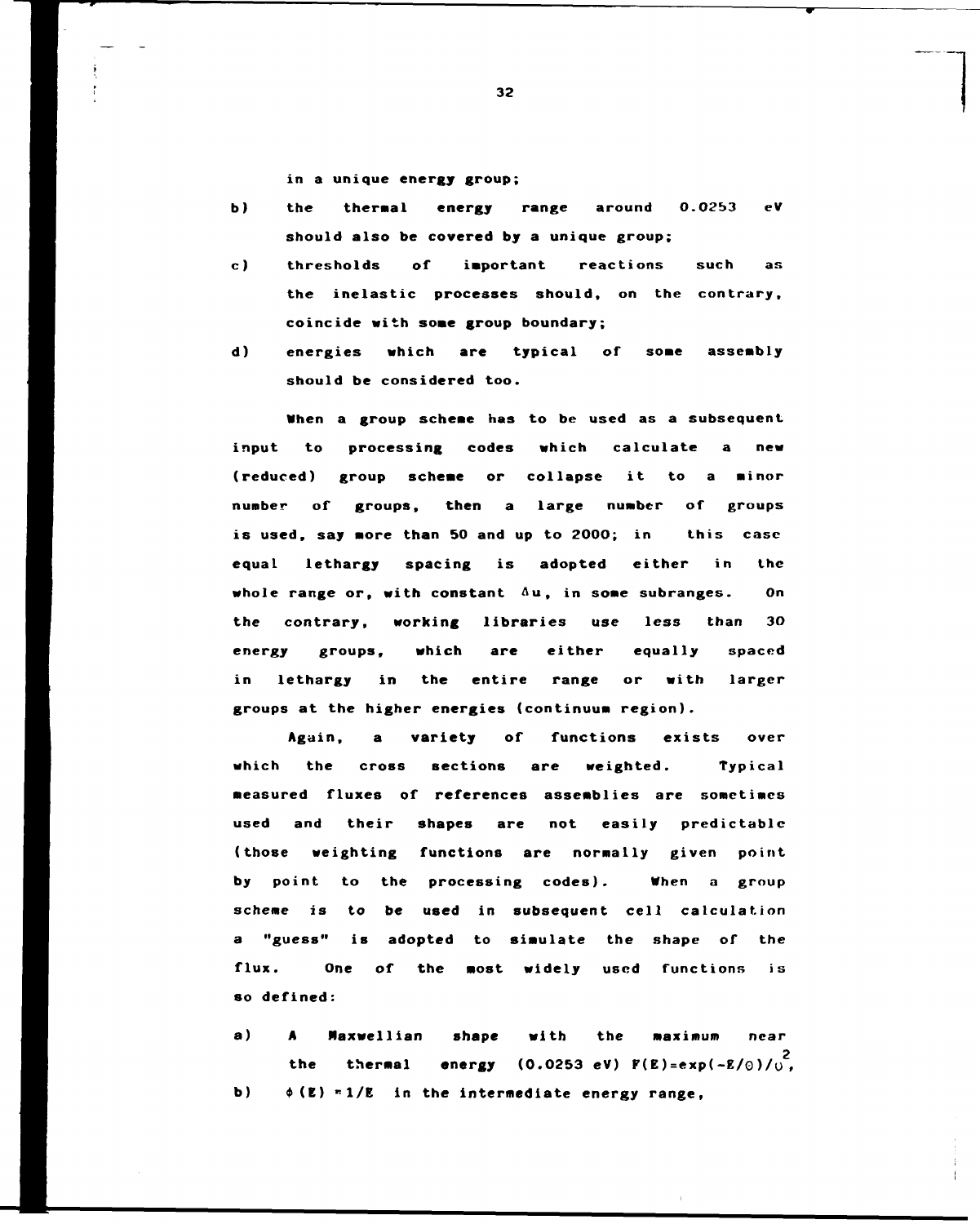in a unique energy group;

b) the thermal energy range around 0.0253 eV should also be covered by a unique group;

c) thresholds of important reactions such as the inelastic processes should, on the contrary, coincide with some group boundary;

d) energies which are typical of some assembly should be considered too.

When a group scheme has to be used as a subsequent input to processing codes which calculate a new (reduced) group scheme or collapse it to a minor number of groups, then a large number of groups is used, say more than 50 and up to 2000; in this case equal lethargy spacing is adopted either in the whole range or, with constant $\Delta u$, in some subranges. On the contrary, working libraries use less than 30 energy groups, which are either equally spaced in lethargy in the entire range or with larger groups at the higher energies (continuum region).

Again, a variety of functions exists over which the cross sections are weighted. Typical measured fluxes of references assemblies are sometimes used and their shapes are not easily predictable (those weighting functions are normally given point by point to the processing codes). When a group scheme is to be used in subsequent cell calculation a "guess" is adopted to simulate the shape of the flux. One of the most widely used functions is so defined:

a) A Maxwellian shape with the maximum near the thermal energy (0.0253 eV) $F(E)=\exp(-E/\Theta)/\Theta^2$,

b) $\phi(E) = 1/E$ in the intermediate energy range,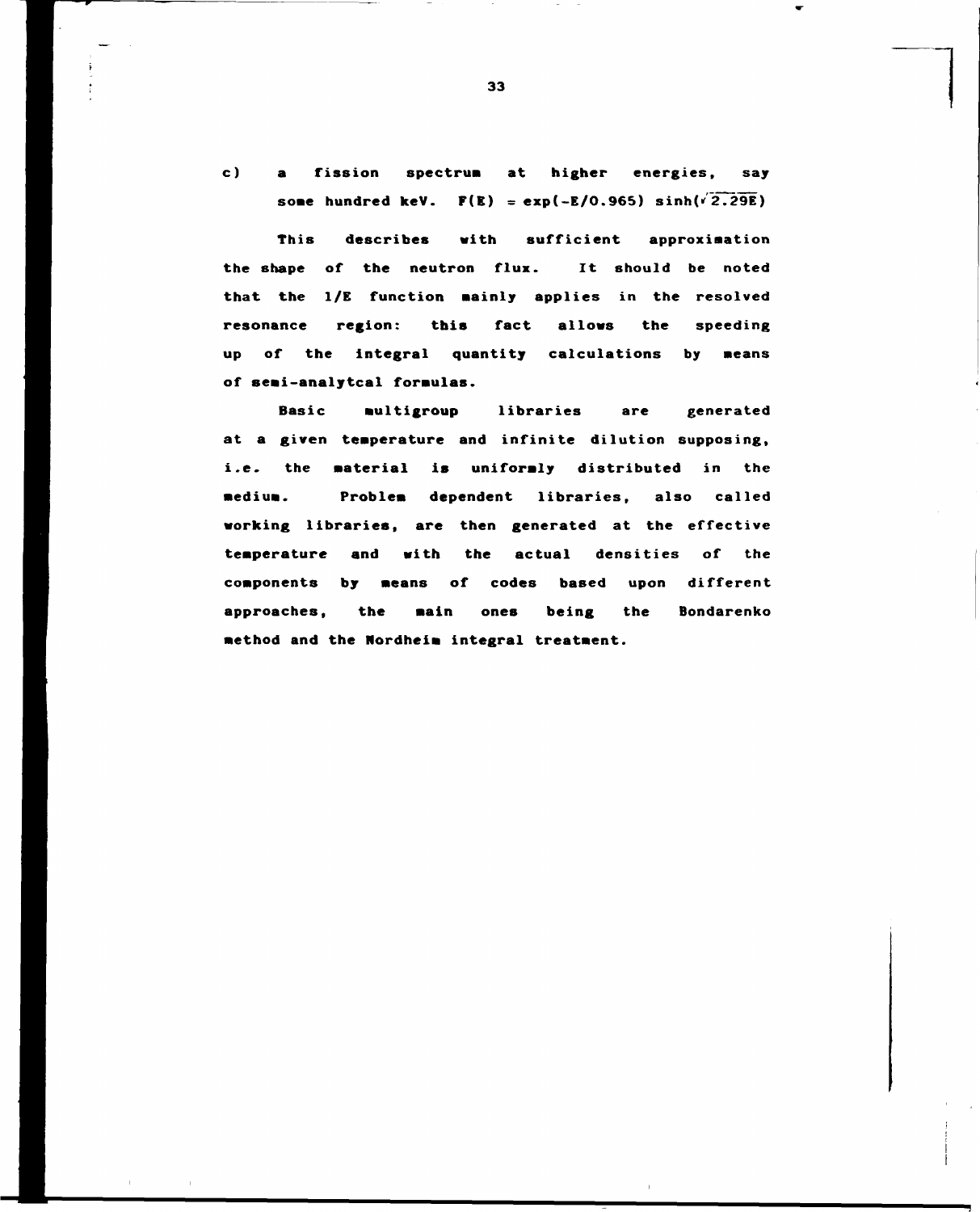c) a fission spectrum at higher energies, say some hundred keV. $F(E) = \exp(-E/0.965)\sinh(\sqrt{2.29E})$

This describes with sufficient approximation the shape of the neutron flux. It should be noted that the 1/E function mainly applies in the resolved resonance region: this fact allows the speeding up of the integral quantity calculations by means of semi-analytcal formulas.

Basic multigroup libraries are generated at a given temperature and infinite dilution supposing, i.e. the material is uniformly distributed in the medium. Problem dependent libraries, also called working libraries, are then generated at the effective temperature and with the actual densities of the components by means of codes based upon different approaches, the main ones being the Bondarenko method and the Nordheim integral treatment.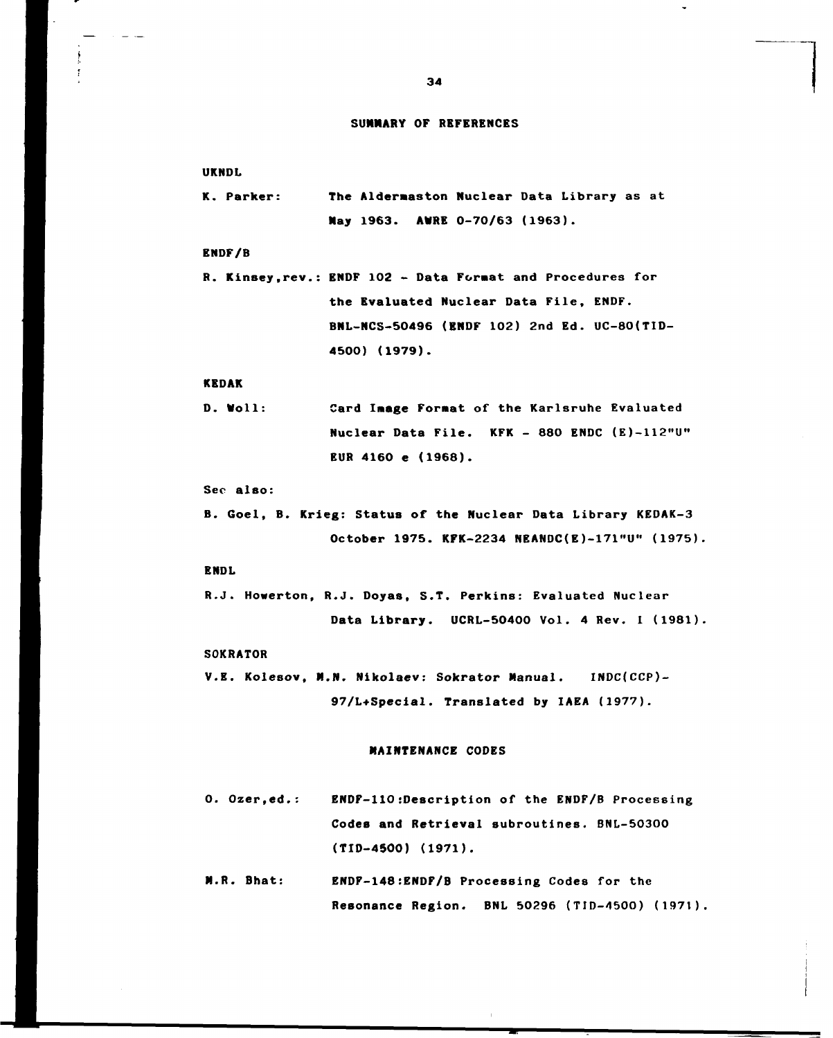## SUMMARY OF REFERENCES

**UKNDL**

K. Parker: The Aldermaston Nuclear Data Library as at May 1963. AWRE 0-70/63 (1963).

**ENDF/B**

R. Kinsey,rev.: ENDF 102 - Data Format and Procedures for the Evaluated Nuclear Data File, ENDF. BNL-NCS-50496 (ENDF 102) 2nd Ed. UC-80(TID-4500) (1979).

**KEDAK**

D. Woll: Card Image Format of the Karlsruhe Evaluated Nuclear Data File. KFK - 880 ENDC (E)-112"U" EUR 4160 e (1968).

See also:

B. Goel, B. Krieg: Status of the Nuclear Data Library KEDAK-3 October 1975. KFK-2234 NEANDC(E)-171"U" (1975).

**ENDL**

R.J. Howerton, R.J. Doyas, S.T. Perkins: Evaluated Nuclear Data Library. UCRL-50400 Vol. 4 Rev. I (1981).

**SOKRATOR**

V.E. Kolesov, M.N. Nikolaev: Sokrator Manual. INDC(CCP)-97/L+Special. Translated by IAEA (1977).

## MAINTENANCE CODES

O. Ozer,ed.: ENDF-110:Description of the ENDF/B Processing Codes and Retrieval subroutines. BNL-50300 (TID-4500) (1971).

M.R. Bhat: ENDF-148:ENDF/B Processing Codes for the Resonance Region. BNL 50296 (TID-4500) (1971).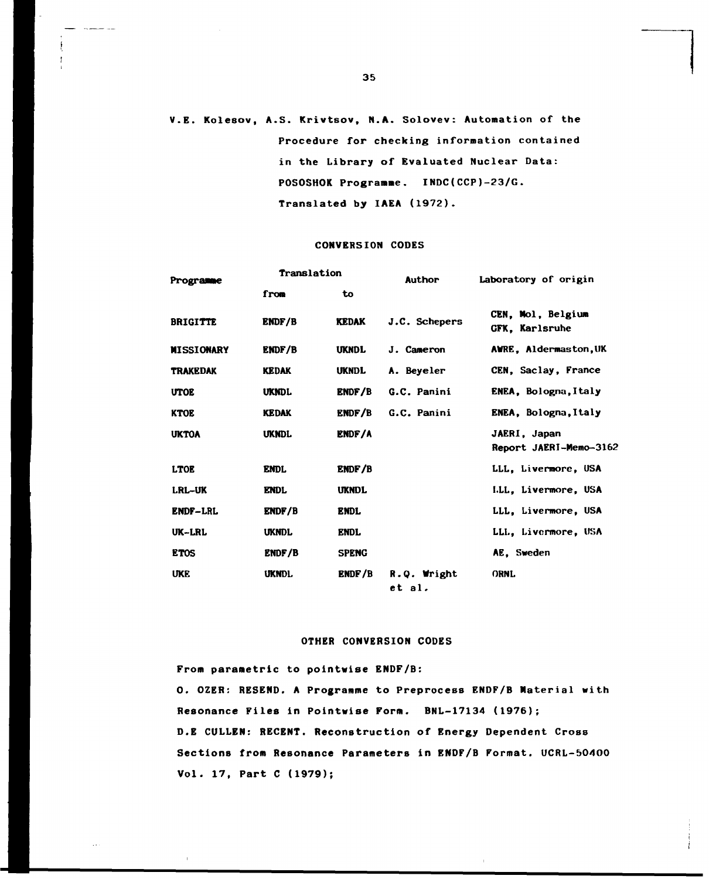V.E. Kolesov, A.S. Krivtsov, N.A. Solovev: Automation of the Procedure for checking information contained in the Library of Evaluated Nuclear Data: POSOSHOK Programme. INDC(CCP)-23/G. Translated by IAEA (1972).

## CONVERSION CODES

| Programme | Translation | | Author | Laboratory of origin |
|---|---|---|---|---|
| | from | to | | |
| BRIGITTE | ENDF/B | KEDAK | J.C. Schepers | CEN, Mol, Belgium GFK, Karlsruhe |
| MISSIONARY | ENDF/B | UKNDL | J. Cameron | AWRE, Aldermaston, UK |
| TRAKEDAK | KEDAK | UKNDL | A. Beyeler | CEN, Saclay, France |
| UTOE | UKNDL | ENDF/B | G.C. Panini | ENEA, Bologna, Italy |
| KTOE | KEDAK | ENDF/B | G.C. Panini | ENEA, Bologna, Italy |
| UKTOA | UKNDL | ENDF/A | | JAERI, Japan Report JAERI-Memo-3162 |
| LTOE | ENDL | ENDF/B | | LLL, Livermore, USA |
| LRL-UK | ENDL | UKNDL | | LLL, Livermore, USA |
| ENDF-LRL | ENDF/B | ENDL | | LLL, Livermore, USA |
| UK-LRL | UKNDL | ENDL | | LLL, Livermore, USA |
| ETOS | ENDF/B | SPENG | | AE, Sweden |
| UKE | UKNDL | ENDF/B | R.Q. Wright et al. | ORNL |

## OTHER CONVERSION CODES

From parametric to pointwise ENDF/B:

O. OZER: RESEND. A Programme to Preprocess ENDF/B Material with Resonance Files in Pointwise Form. BNL-17134 (1976);

D.E CULLEN: RECENT. Reconstruction of Energy Dependent Cross Sections from Resonance Parameters in ENDF/B Format. UCRL-50400 Vol. 17, Part C (1979);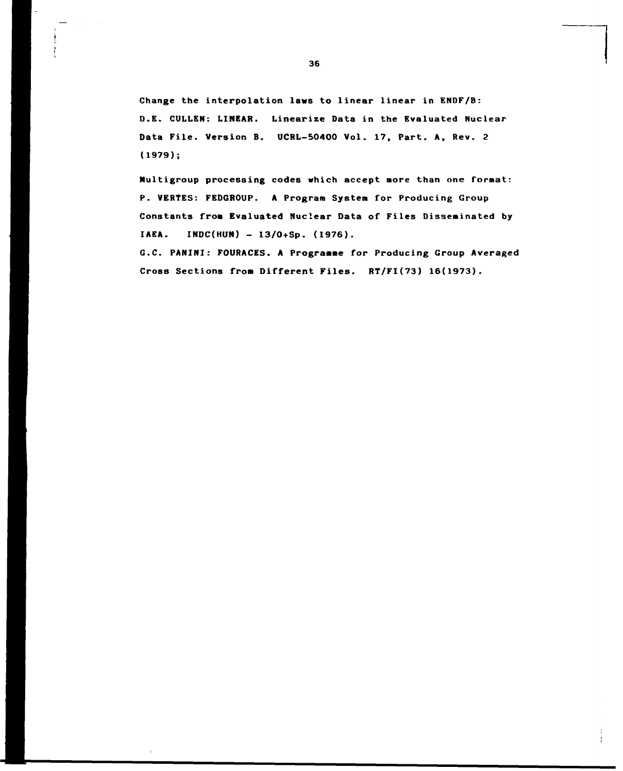Change the interpolation laws to linear linear in ENDF/B:
D.E. CULLEN: LINEAR. Linearize Data in the Evaluated Nuclear Data File. Version B. UCRL-50400 Vol. 17, Part. A, Rev. 2 (1979);

Multigroup processing codes which accept more than one format:
P. VERTES: FEDGROUP. A Program System for Producing Group Constants from Evaluated Nuclear Data of Files Disseminated by IAEA. INDC(HUN) - 13/O+Sp. (1976).
G.C. PANINI: FOURACES. A Programme for Producing Group Averaged Cross Sections from Different Files. RT/FI(73) 16(1973).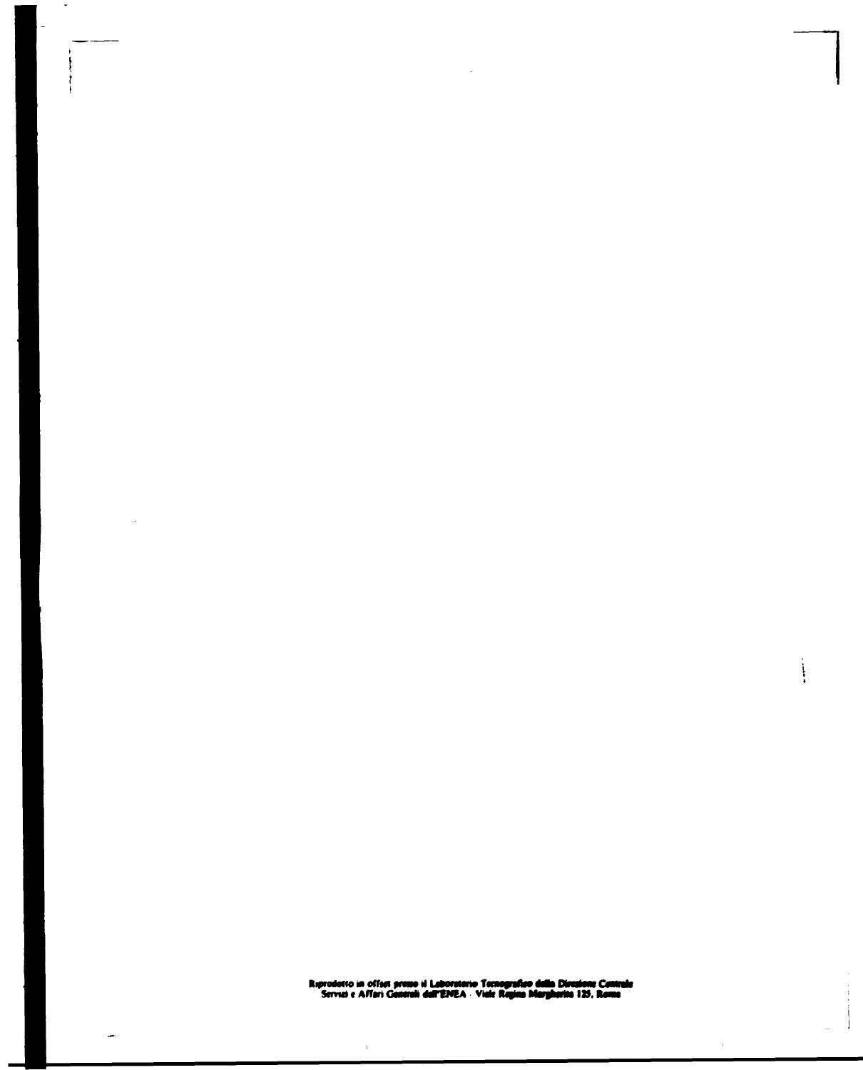Riprodotto in offset presso il Laboratorio Tecnografico della Direzione Centrale Servizi e Affari Generali dell'ENEA - Viale Regina Margherita 125, Roma